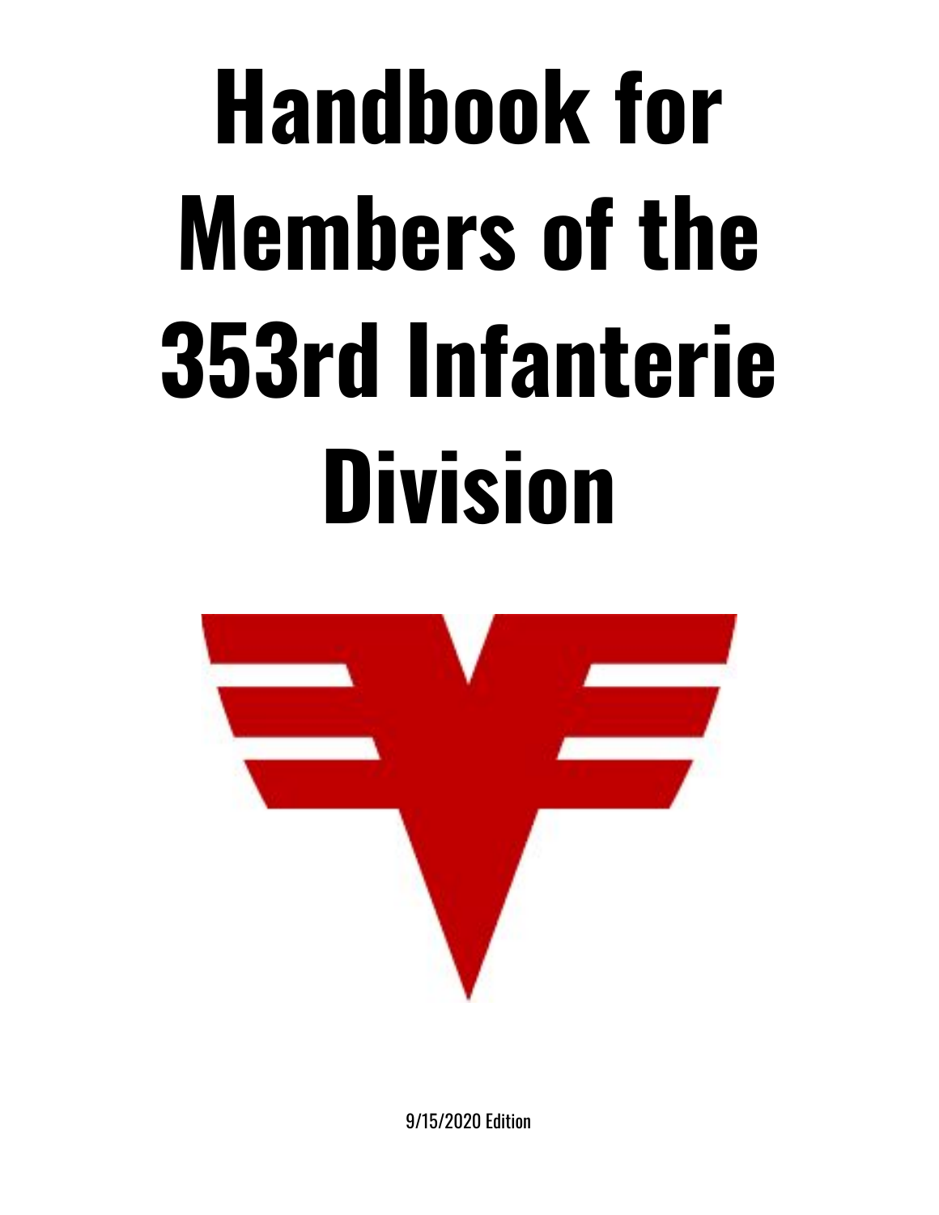# Handbook for Members of the 353rd Infanterie Division

9/15/2020 Edition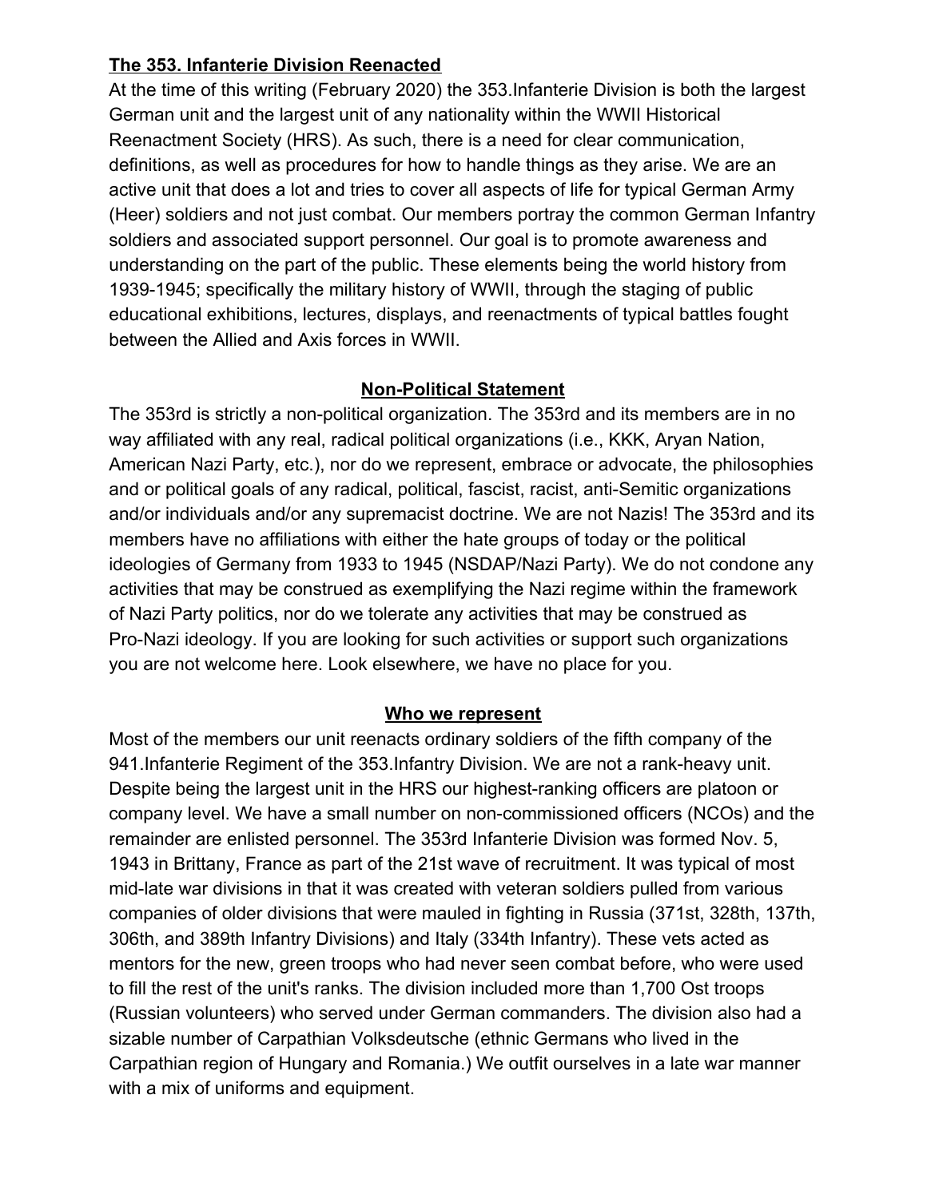**The 353. Infanterie Division Reenacted**

At the time of this writing (February 2020) the 353.Infanterie Division is both the largest German unit and the largest unit of any nationality within the WWII Historical Reenactment Society (HRS). As such, there is a need for clear communication, definitions, as well as procedures for how to handle things as they arise. We are an active unit that does a lot and tries to cover all aspects of life for typical German Army (Heer) soldiers and not just combat. Our members portray the common German Infantry soldiers and associated support personnel. Our goal is to promote awareness and understanding on the part of the public. These elements being the world history from 1939-1945; specifically the military history of WWII, through the staging of public educational exhibitions, lectures, displays, and reenactments of typical battles fought between the Allied and Axis forces in WWII.

**Non-Political Statement**

The 353rd is strictly a non-political organization. The 353rd and its members are in no way affiliated with any real, radical political organizations (i.e., KKK, Aryan Nation, American Nazi Party, etc.), nor do we represent, embrace or advocate, the philosophies and or political goals of any radical, political, fascist, racist, anti-Semitic organizations and/or individuals and/or any supremacist doctrine. We are not Nazis! The 353rd and its members have no affiliations with either the hate groups of today or the political ideologies of Germany from 1933 to 1945 (NSDAP/Nazi Party). We do not condone any activities that may be construed as exemplifying the Nazi regime within the framework of Nazi Party politics, nor do we tolerate any activities that may be construed as Pro-Nazi ideology. If you are looking for such activities or support such organizations you are not welcome here. Look elsewhere, we have no place for you.

**Who we represent**

Most of the members our unit reenacts ordinary soldiers of the fifth company of the 941.Infanterie Regiment of the 353.Infantry Division. We are not a rank-heavy unit. Despite being the largest unit in the HRS our highest-ranking officers are platoon or company level. We have a small number on non-commissioned officers (NCOs) and the remainder are enlisted personnel. The 353rd Infanterie Division was formed Nov. 5, 1943 in Brittany, France as part of the 21st wave of recruitment. It was typical of most mid-late war divisions in that it was created with veteran soldiers pulled from various companies of older divisions that were mauled in fighting in Russia (371st, 328th, 137th, 306th, and 389th Infantry Divisions) and Italy (334th Infantry). These vets acted as mentors for the new, green troops who had never seen combat before, who were used to fill the rest of the unit's ranks. The division included more than 1,700 Ost troops (Russian volunteers) who served under German commanders. The division also had a sizable number of Carpathian Volksdeutsche (ethnic Germans who lived in the Carpathian region of Hungary and Romania.) We outfit ourselves in a late war manner with a mix of uniforms and equipment.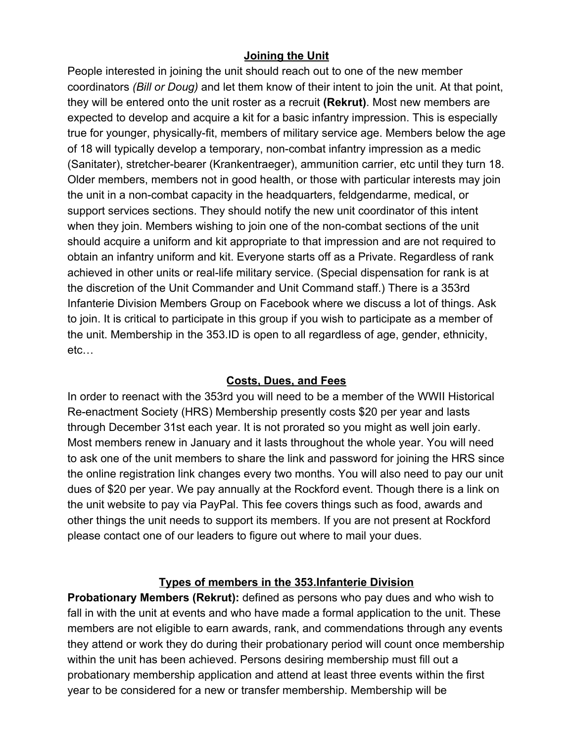## Joining the Unit

People interested in joining the unit should reach out to one of the new member coordinators *(Bill or Doug)* and let them know of their intent to join the unit. At that point, they will be entered onto the unit roster as a recruit **(Rekrut)**. Most new members are expected to develop and acquire a kit for a basic infantry impression. This is especially true for younger, physically-fit, members of military service age. Members below the age of 18 will typically develop a temporary, non-combat infantry impression as a medic (Sanitater), stretcher-bearer (Krankentraeger), ammunition carrier, etc until they turn 18. Older members, members not in good health, or those with particular interests may join the unit in a non-combat capacity in the headquarters, feldgendarme, medical, or support services sections. They should notify the new unit coordinator of this intent when they join. Members wishing to join one of the non-combat sections of the unit should acquire a uniform and kit appropriate to that impression and are not required to obtain an infantry uniform and kit. Everyone starts off as a Private. Regardless of rank achieved in other units or real-life military service. (Special dispensation for rank is at the discretion of the Unit Commander and Unit Command staff.) There is a 353rd Infanterie Division Members Group on Facebook where we discuss a lot of things. Ask to join. It is critical to participate in this group if you wish to participate as a member of the unit. Membership in the 353.ID is open to all regardless of age, gender, ethnicity, etc…

## Costs, Dues, and Fees

In order to reenact with the 353rd you will need to be a member of the WWII Historical Re-enactment Society (HRS) Membership presently costs $20 per year and lasts through December 31st each year. It is not prorated so you might as well join early. Most members renew in January and it lasts throughout the whole year. You will need to ask one of the unit members to share the link and password for joining the HRS since the online registration link changes every two months. You will also need to pay our unit dues of $20 per year. We pay annually at the Rockford event. Though there is a link on the unit website to pay via PayPal. This fee covers things such as food, awards and other things the unit needs to support its members. If you are not present at Rockford please contact one of our leaders to figure out where to mail your dues.

## Types of members in the 353.Infanterie Division

**Probationary Members (Rekrut):** defined as persons who pay dues and who wish to fall in with the unit at events and who have made a formal application to the unit. These members are not eligible to earn awards, rank, and commendations through any events they attend or work they do during their probationary period will count once membership within the unit has been achieved. Persons desiring membership must fill out a probationary membership application and attend at least three events within the first year to be considered for a new or transfer membership. Membership will be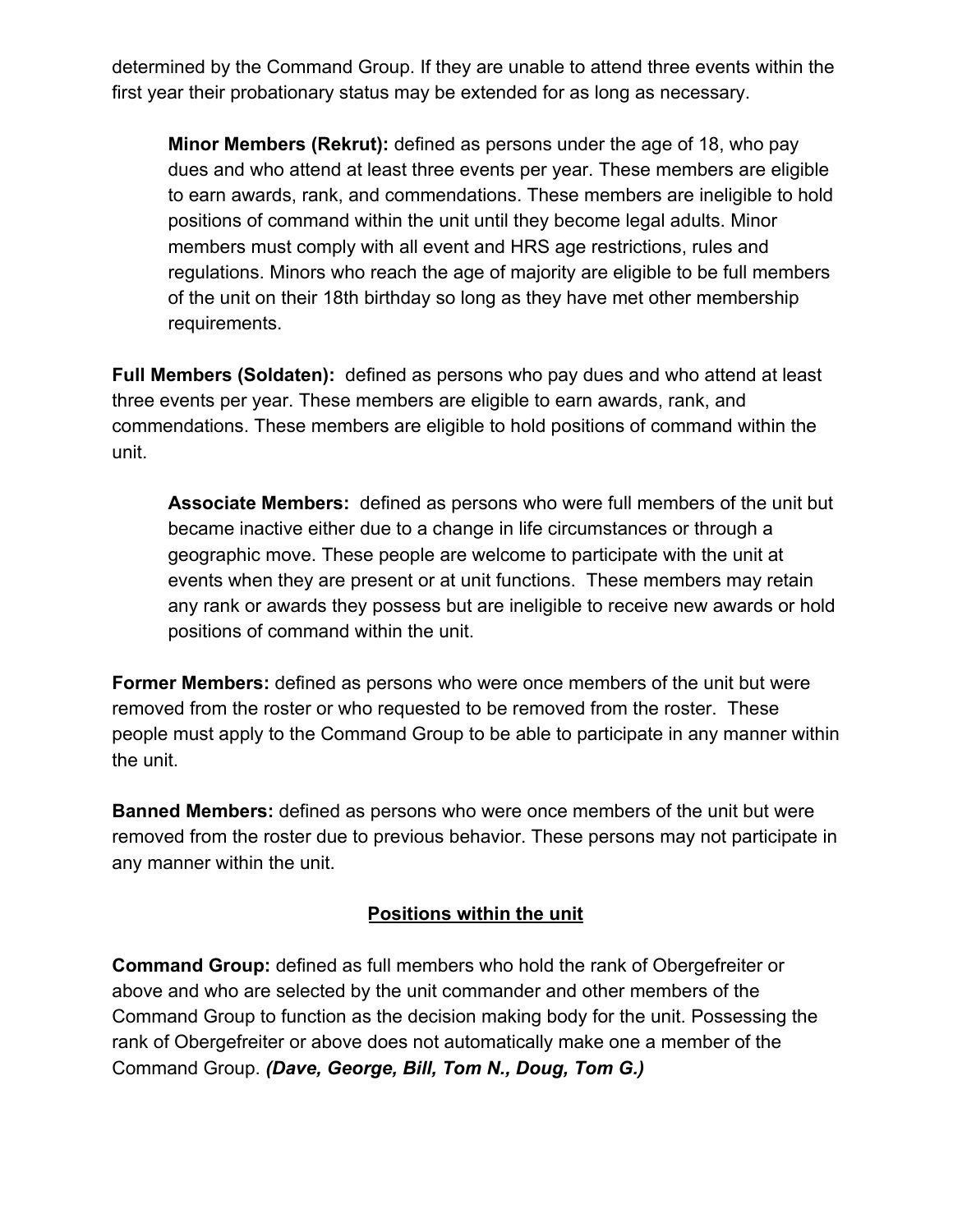determined by the Command Group. If they are unable to attend three events within the first year their probationary status may be extended for as long as necessary.

> **Minor Members (Rekrut):** defined as persons under the age of 18, who pay dues and who attend at least three events per year. These members are eligible to earn awards, rank, and commendations. These members are ineligible to hold positions of command within the unit until they become legal adults. Minor members must comply with all event and HRS age restrictions, rules and regulations. Minors who reach the age of majority are eligible to be full members of the unit on their 18th birthday so long as they have met other membership requirements.

**Full Members (Soldaten):** defined as persons who pay dues and who attend at least three events per year. These members are eligible to earn awards, rank, and commendations. These members are eligible to hold positions of command within the unit.

> **Associate Members:** defined as persons who were full members of the unit but became inactive either due to a change in life circumstances or through a geographic move. These people are welcome to participate with the unit at events when they are present or at unit functions. These members may retain any rank or awards they possess but are ineligible to receive new awards or hold positions of command within the unit.

**Former Members:** defined as persons who were once members of the unit but were removed from the roster or who requested to be removed from the roster. These people must apply to the Command Group to be able to participate in any manner within the unit.

**Banned Members:** defined as persons who were once members of the unit but were removed from the roster due to previous behavior. These persons may not participate in any manner within the unit.

## Positions within the unit

**Command Group:** defined as full members who hold the rank of Obergefreiter or above and who are selected by the unit commander and other members of the Command Group to function as the decision making body for the unit. Possessing the rank of Obergefreiter or above does not automatically make one a member of the Command Group. ***(Dave, George, Bill, Tom N., Doug, Tom G.)***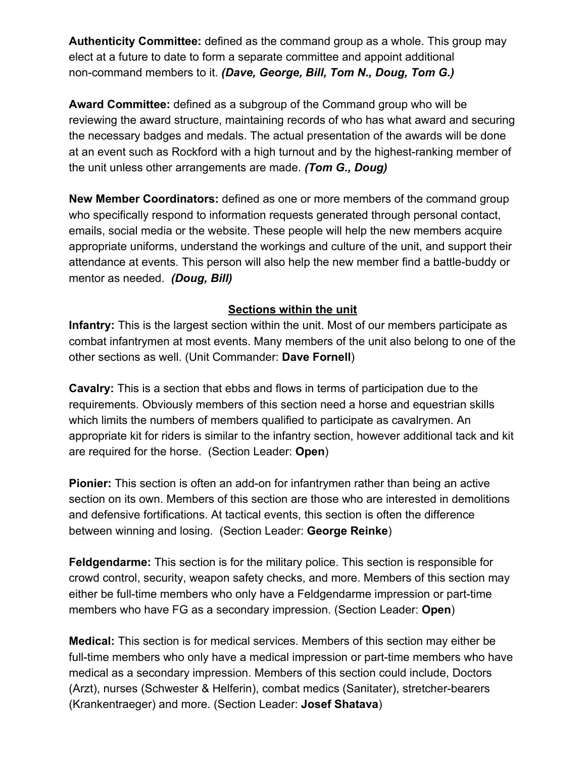**Authenticity Committee:** defined as the command group as a whole. This group may elect at a future to date to form a separate committee and appoint additional non-command members to it. ***(Dave, George, Bill, Tom N., Doug, Tom G.)***

**Award Committee:** defined as a subgroup of the Command group who will be reviewing the award structure, maintaining records of who has what award and securing the necessary badges and medals. The actual presentation of the awards will be done at an event such as Rockford with a high turnout and by the highest-ranking member of the unit unless other arrangements are made. ***(Tom G., Doug)***

**New Member Coordinators:** defined as one or more members of the command group who specifically respond to information requests generated through personal contact, emails, social media or the website. These people will help the new members acquire appropriate uniforms, understand the workings and culture of the unit, and support their attendance at events. This person will also help the new member find a battle-buddy or mentor as needed. ***(Doug, Bill)***

## <u>Sections within the unit</u>

**Infantry:** This is the largest section within the unit. Most of our members participate as combat infantrymen at most events. Many members of the unit also belong to one of the other sections as well. (Unit Commander: **Dave Fornell**)

**Cavalry:** This is a section that ebbs and flows in terms of participation due to the requirements. Obviously members of this section need a horse and equestrian skills which limits the numbers of members qualified to participate as cavalrymen. An appropriate kit for riders is similar to the infantry section, however additional tack and kit are required for the horse. (Section Leader: **Open**)

**Pionier:** This section is often an add-on for infantrymen rather than being an active section on its own. Members of this section are those who are interested in demolitions and defensive fortifications. At tactical events, this section is often the difference between winning and losing. (Section Leader: **George Reinke**)

**Feldgendarme:** This section is for the military police. This section is responsible for crowd control, security, weapon safety checks, and more. Members of this section may either be full-time members who only have a Feldgendarme impression or part-time members who have FG as a secondary impression. (Section Leader: **Open**)

**Medical:** This section is for medical services. Members of this section may either be full-time members who only have a medical impression or part-time members who have medical as a secondary impression. Members of this section could include, Doctors (Arzt), nurses (Schwester & Helferin), combat medics (Sanitater), stretcher-bearers (Krankentraeger) and more. (Section Leader: **Josef Shatava**)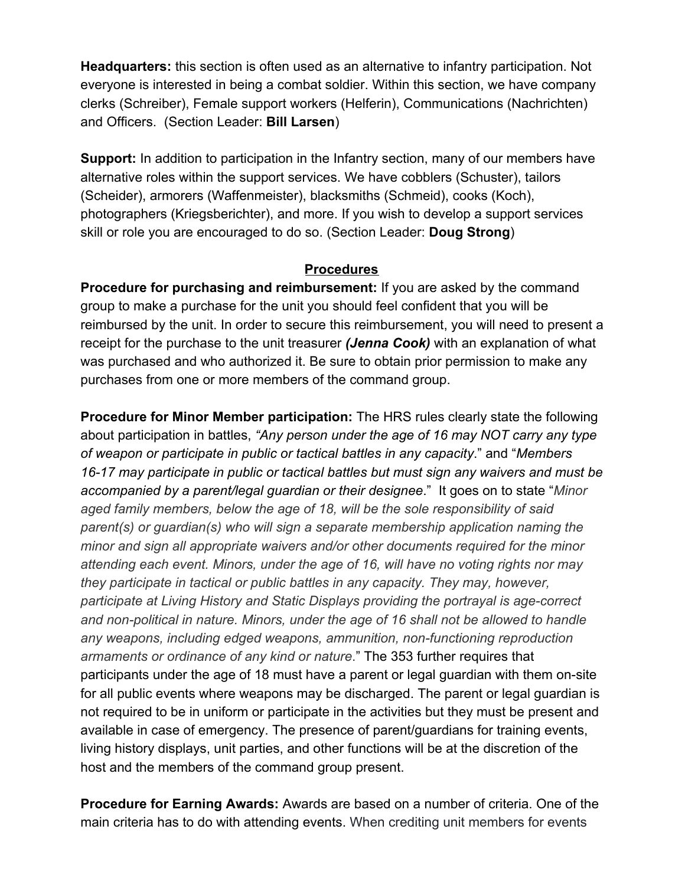**Headquarters:** this section is often used as an alternative to infantry participation. Not everyone is interested in being a combat soldier. Within this section, we have company clerks (Schreiber), Female support workers (Helferin), Communications (Nachrichten) and Officers. (Section Leader: **Bill Larsen**)

**Support:** In addition to participation in the Infantry section, many of our members have alternative roles within the support services. We have cobblers (Schuster), tailors (Scheider), armorers (Waffenmeister), blacksmiths (Schmeid), cooks (Koch), photographers (Kriegsberichter), and more. If you wish to develop a support services skill or role you are encouraged to do so. (Section Leader: **Doug Strong**)

## Procedures

**Procedure for purchasing and reimbursement:** If you are asked by the command group to make a purchase for the unit you should feel confident that you will be reimbursed by the unit. In order to secure this reimbursement, you will need to present a receipt for the purchase to the unit treasurer ***(Jenna Cook)*** with an explanation of what was purchased and who authorized it. Be sure to obtain prior permission to make any purchases from one or more members of the command group.

**Procedure for Minor Member participation:** The HRS rules clearly state the following about participation in battles, *"Any person under the age of 16 may NOT carry any type of weapon or participate in public or tactical battles in any capacity*." and "*Members 16-17 may participate in public or tactical battles but must sign any waivers and must be accompanied by a parent/legal guardian or their designee*." It goes on to state "*Minor aged family members, below the age of 18, will be the sole responsibility of said parent(s) or guardian(s) who will sign a separate membership application naming the minor and sign all appropriate waivers and/or other documents required for the minor attending each event. Minors, under the age of 16, will have no voting rights nor may they participate in tactical or public battles in any capacity. They may, however, participate at Living History and Static Displays providing the portrayal is age-correct and non-political in nature. Minors, under the age of 16 shall not be allowed to handle any weapons, including edged weapons, ammunition, non-functioning reproduction armaments or ordinance of any kind or nature*." The 353 further requires that participants under the age of 18 must have a parent or legal guardian with them on-site for all public events where weapons may be discharged. The parent or legal guardian is not required to be in uniform or participate in the activities but they must be present and available in case of emergency. The presence of parent/guardians for training events, living history displays, unit parties, and other functions will be at the discretion of the host and the members of the command group present.

**Procedure for Earning Awards:** Awards are based on a number of criteria. One of the main criteria has to do with attending events. When crediting unit members for events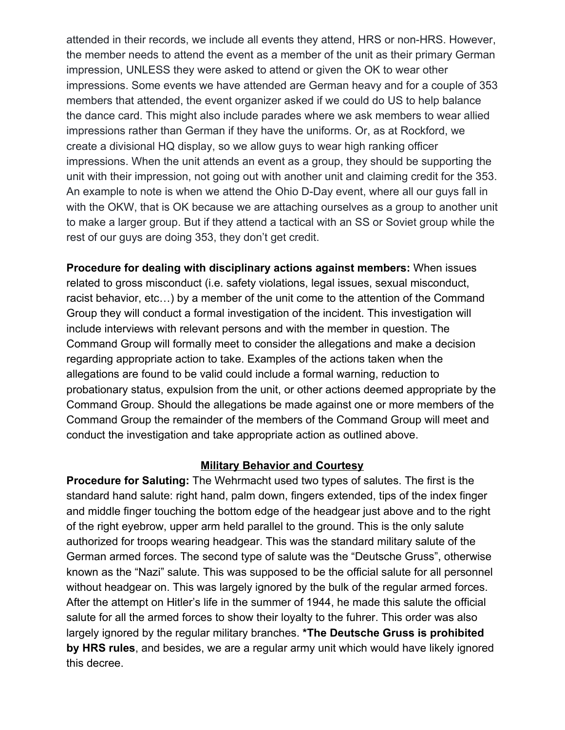attended in their records, we include all events they attend, HRS or non-HRS. However, the member needs to attend the event as a member of the unit as their primary German impression, UNLESS they were asked to attend or given the OK to wear other impressions. Some events we have attended are German heavy and for a couple of 353 members that attended, the event organizer asked if we could do US to help balance the dance card. This might also include parades where we ask members to wear allied impressions rather than German if they have the uniforms. Or, as at Rockford, we create a divisional HQ display, so we allow guys to wear high ranking officer impressions. When the unit attends an event as a group, they should be supporting the unit with their impression, not going out with another unit and claiming credit for the 353. An example to note is when we attend the Ohio D-Day event, where all our guys fall in with the OKW, that is OK because we are attaching ourselves as a group to another unit to make a larger group. But if they attend a tactical with an SS or Soviet group while the rest of our guys are doing 353, they don't get credit.

**Procedure for dealing with disciplinary actions against members:** When issues related to gross misconduct (i.e. safety violations, legal issues, sexual misconduct, racist behavior, etc…) by a member of the unit come to the attention of the Command Group they will conduct a formal investigation of the incident. This investigation will include interviews with relevant persons and with the member in question. The Command Group will formally meet to consider the allegations and make a decision regarding appropriate action to take. Examples of the actions taken when the allegations are found to be valid could include a formal warning, reduction to probationary status, expulsion from the unit, or other actions deemed appropriate by the Command Group. Should the allegations be made against one or more members of the Command Group the remainder of the members of the Command Group will meet and conduct the investigation and take appropriate action as outlined above.

## Military Behavior and Courtesy

**Procedure for Saluting:** The Wehrmacht used two types of salutes. The first is the standard hand salute: right hand, palm down, fingers extended, tips of the index finger and middle finger touching the bottom edge of the headgear just above and to the right of the right eyebrow, upper arm held parallel to the ground. This is the only salute authorized for troops wearing headgear. This was the standard military salute of the German armed forces. The second type of salute was the "Deutsche Gruss", otherwise known as the "Nazi" salute. This was supposed to be the official salute for all personnel without headgear on. This was largely ignored by the bulk of the regular armed forces. After the attempt on Hitler's life in the summer of 1944, he made this salute the official salute for all the armed forces to show their loyalty to the fuhrer. This order was also largely ignored by the regular military branches. ***The Deutsche Gruss is prohibited by HRS rules**, and besides, we are a regular army unit which would have likely ignored this decree.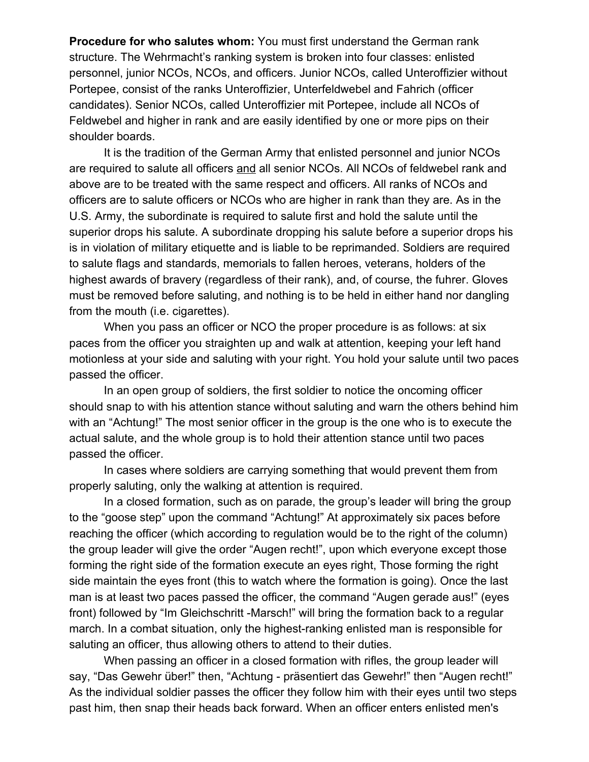**Procedure for who salutes whom:** You must first understand the German rank structure. The Wehrmacht's ranking system is broken into four classes: enlisted personnel, junior NCOs, NCOs, and officers. Junior NCOs, called Unteroffizier without Portepee, consist of the ranks Unteroffizier, Unterfeldwebel and Fahrich (officer candidates). Senior NCOs, called Unteroffizier mit Portepee, include all NCOs of Feldwebel and higher in rank and are easily identified by one or more pips on their shoulder boards.

It is the tradition of the German Army that enlisted personnel and junior NCOs are required to salute all officers and all senior NCOs. All NCOs of feldwebel rank and above are to be treated with the same respect and officers. All ranks of NCOs and officers are to salute officers or NCOs who are higher in rank than they are. As in the U.S. Army, the subordinate is required to salute first and hold the salute until the superior drops his salute. A subordinate dropping his salute before a superior drops his is in violation of military etiquette and is liable to be reprimanded. Soldiers are required to salute flags and standards, memorials to fallen heroes, veterans, holders of the highest awards of bravery (regardless of their rank), and, of course, the fuhrer. Gloves must be removed before saluting, and nothing is to be held in either hand nor dangling from the mouth (i.e. cigarettes).

When you pass an officer or NCO the proper procedure is as follows: at six paces from the officer you straighten up and walk at attention, keeping your left hand motionless at your side and saluting with your right. You hold your salute until two paces passed the officer.

In an open group of soldiers, the first soldier to notice the oncoming officer should snap to with his attention stance without saluting and warn the others behind him with an "Achtung!" The most senior officer in the group is the one who is to execute the actual salute, and the whole group is to hold their attention stance until two paces passed the officer.

In cases where soldiers are carrying something that would prevent them from properly saluting, only the walking at attention is required.

In a closed formation, such as on parade, the group's leader will bring the group to the "goose step" upon the command "Achtung!" At approximately six paces before reaching the officer (which according to regulation would be to the right of the column) the group leader will give the order "Augen recht!", upon which everyone except those forming the right side of the formation execute an eyes right, Those forming the right side maintain the eyes front (this to watch where the formation is going). Once the last man is at least two paces passed the officer, the command "Augen gerade aus!" (eyes front) followed by "Im Gleichschritt -Marsch!" will bring the formation back to a regular march. In a combat situation, only the highest-ranking enlisted man is responsible for saluting an officer, thus allowing others to attend to their duties.

When passing an officer in a closed formation with rifles, the group leader will say, "Das Gewehr über!" then, "Achtung - präsentiert das Gewehr!" then "Augen recht!" As the individual soldier passes the officer they follow him with their eyes until two steps past him, then snap their heads back forward. When an officer enters enlisted men's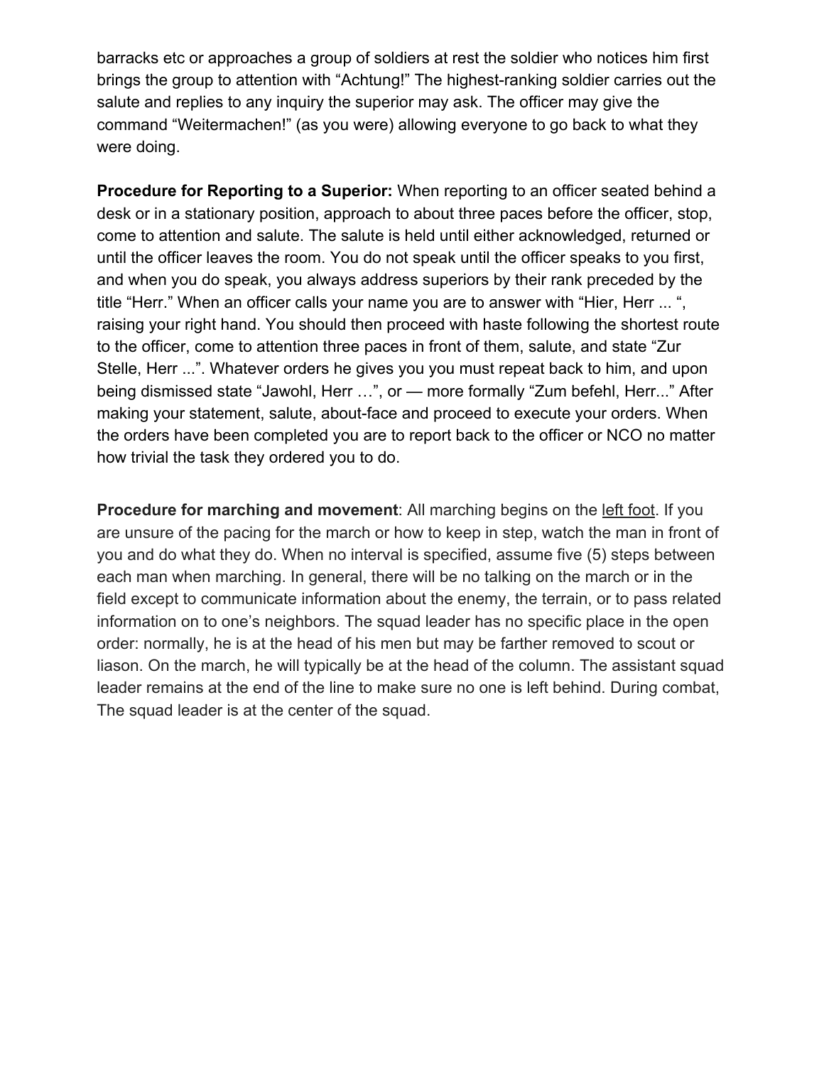barracks etc or approaches a group of soldiers at rest the soldier who notices him first brings the group to attention with “Achtung!” The highest-ranking soldier carries out the salute and replies to any inquiry the superior may ask. The officer may give the command “Weitermachen!” (as you were) allowing everyone to go back to what they were doing.

**Procedure for Reporting to a Superior:** When reporting to an officer seated behind a desk or in a stationary position, approach to about three paces before the officer, stop, come to attention and salute. The salute is held until either acknowledged, returned or until the officer leaves the room. You do not speak until the officer speaks to you first, and when you do speak, you always address superiors by their rank preceded by the title “Herr.” When an officer calls your name you are to answer with “Hier, Herr ... “, raising your right hand. You should then proceed with haste following the shortest route to the officer, come to attention three paces in front of them, salute, and state “Zur Stelle, Herr ...”. Whatever orders he gives you you must repeat back to him, and upon being dismissed state “Jawohl, Herr …”, or — more formally “Zum befehl, Herr...” After making your statement, salute, about-face and proceed to execute your orders. When the orders have been completed you are to report back to the officer or NCO no matter how trivial the task they ordered you to do.

**Procedure for marching and movement**: All marching begins on the <u>left foot</u>. If you are unsure of the pacing for the march or how to keep in step, watch the man in front of you and do what they do. When no interval is specified, assume five (5) steps between each man when marching. In general, there will be no talking on the march or in the field except to communicate information about the enemy, the terrain, or to pass related information on to one’s neighbors. The squad leader has no specific place in the open order: normally, he is at the head of his men but may be farther removed to scout or liason. On the march, he will typically be at the head of the column. The assistant squad leader remains at the end of the line to make sure no one is left behind. During combat, The squad leader is at the center of the squad.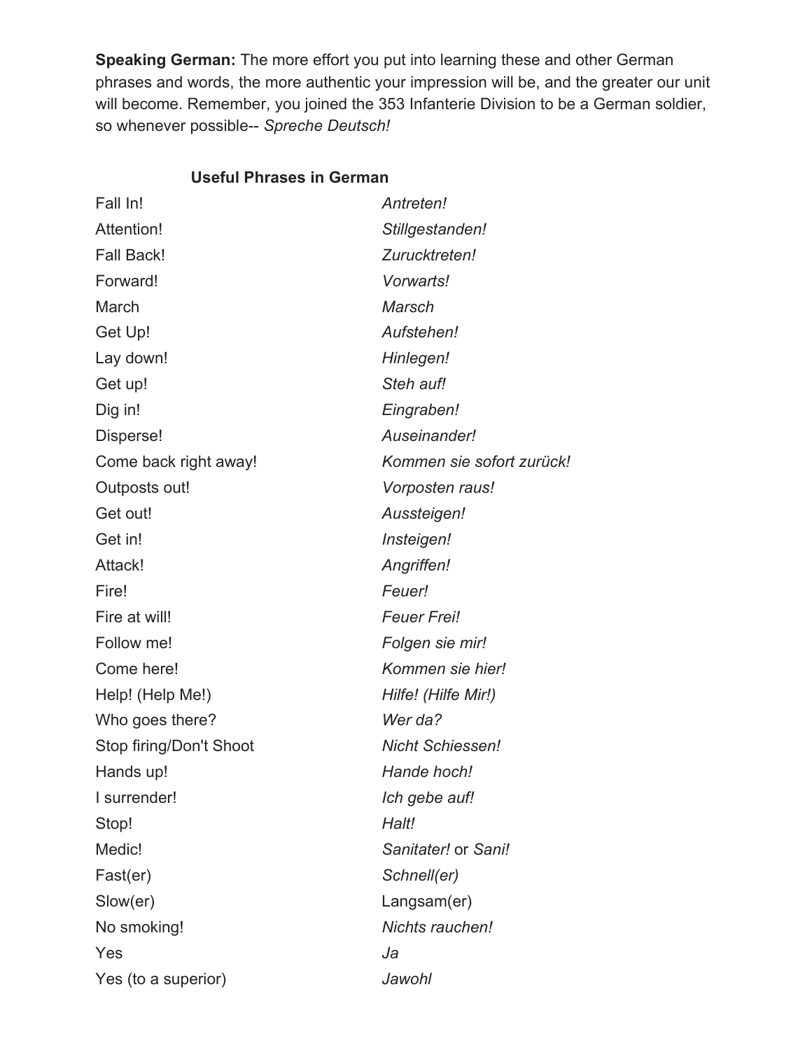**Speaking German:** The more effort you put into learning these and other German phrases and words, the more authentic your impression will be, and the greater our unit will become. Remember, you joined the 353 Infanterie Division to be a German soldier, so whenever possible-- *Spreche Deutsch!*

### Useful Phrases in German

| | |
|---|---|
| Fall In! | *Antreten!* |
| Attention! | *Stillgestanden!* |
| Fall Back! | *Zurucktreten!* |
| Forward! | *Vorwarts!* |
| March | *Marsch* |
| Get Up! | *Aufstehen!* |
| Lay down! | *Hinlegen!* |
| Get up! | *Steh auf!* |
| Dig in! | *Eingraben!* |
| Disperse! | *Auseinander!* |
| Come back right away! | *Kommen sie sofort zurück!* |
| Outposts out! | *Vorposten raus!* |
| Get out! | *Aussteigen!* |
| Get in! | *Insteigen!* |
| Attack! | *Angriffen!* |
| Fire! | *Feuer!* |
| Fire at will! | *Feuer Frei!* |
| Follow me! | *Folgen sie mir!* |
| Come here! | *Kommen sie hier!* |
| Help! (Help Me!) | *Hilfe! (Hilfe Mir!)* |
| Who goes there? | *Wer da?* |
| Stop firing/Don't Shoot | *Nicht Schiessen!* |
| Hands up! | *Hande hoch!* |
| I surrender! | *Ich gebe auf!* |
| Stop! | *Halt!* |
| Medic! | *Sanitater!* or *Sani!* |
| Fast(er) | *Schnell(er)* |
| Slow(er) | Langsam(er) |
| No smoking! | *Nichts rauchen!* |
| Yes | *Ja* |
| Yes (to a superior) | *Jawohl* |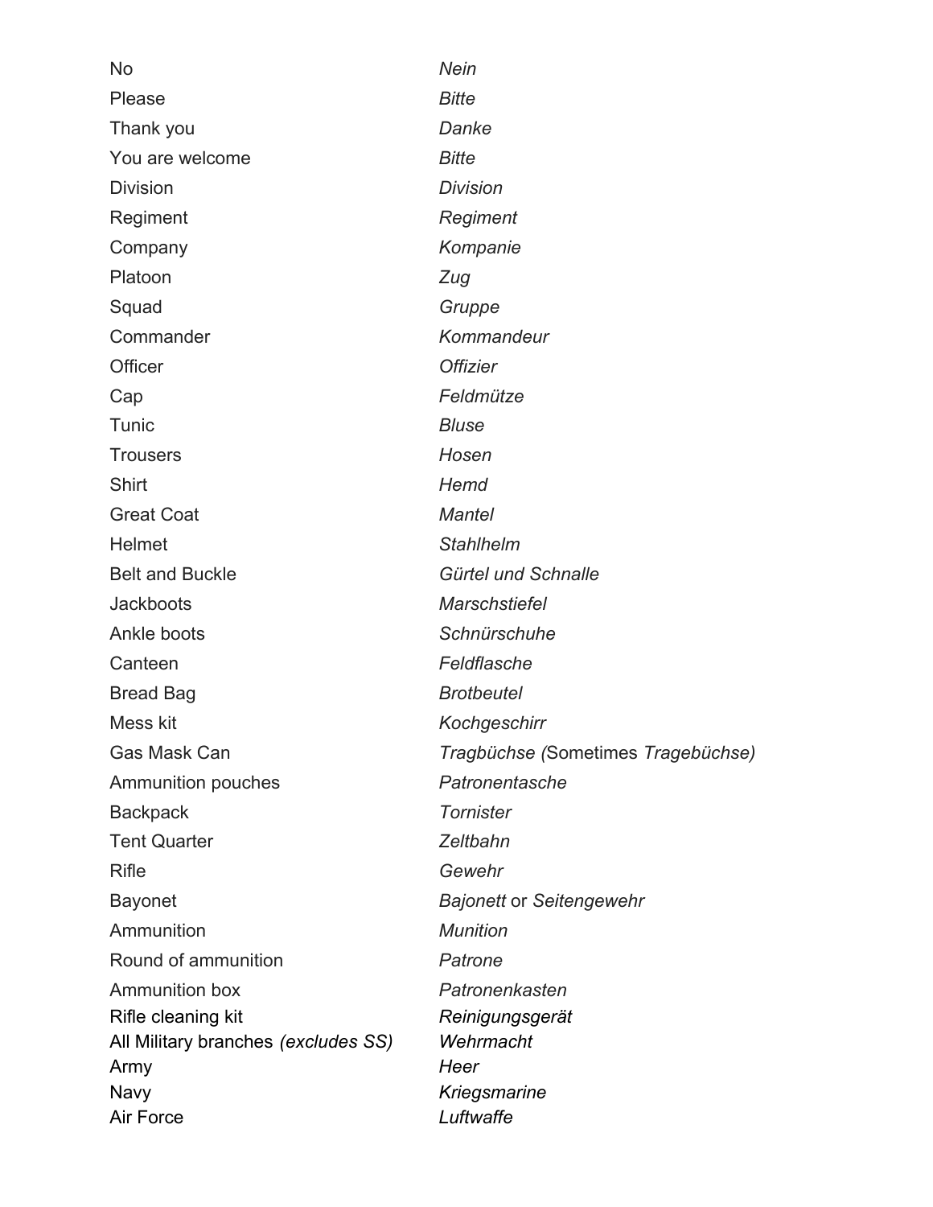| | |
|---|---|
| No | *Nein* |
| Please | *Bitte* |
| Thank you | *Danke* |
| You are welcome | *Bitte* |
| Division | *Division* |
| Regiment | *Regiment* |
| Company | *Kompanie* |
| Platoon | *Zug* |
| Squad | *Gruppe* |
| Commander | *Kommandeur* |
| Officer | *Offizier* |
| Cap | *Feldmütze* |
| Tunic | *Bluse* |
| Trousers | *Hosen* |
| Shirt | *Hemd* |
| Great Coat | *Mantel* |
| Helmet | *Stahlhelm* |
| Belt and Buckle | *Gürtel und Schnalle* |
| Jackboots | *Marschstiefel* |
| Ankle boots | *Schnürschuhe* |
| Canteen | *Feldflasche* |
| Bread Bag | *Brotbeutel* |
| Mess kit | *Kochgeschirr* |
| Gas Mask Can | *Tragbüchse (*Sometimes *Tragebüchse)* |
| Ammunition pouches | *Patronentasche* |
| Backpack | *Tornister* |
| Tent Quarter | *Zeltbahn* |
| Rifle | *Gewehr* |
| Bayonet | *Bajonett* or *Seitengewehr* |
| Ammunition | *Munition* |
| Round of ammunition | *Patrone* |
| Ammunition box | *Patronenkasten* |
| Rifle cleaning kit | *Reinigungsgerät* |
| All Military branches *(excludes SS)* | *Wehrmacht* |
| Army | *Heer* |
| Navy | *Kriegsmarine* |
| Air Force | *Luftwaffe* |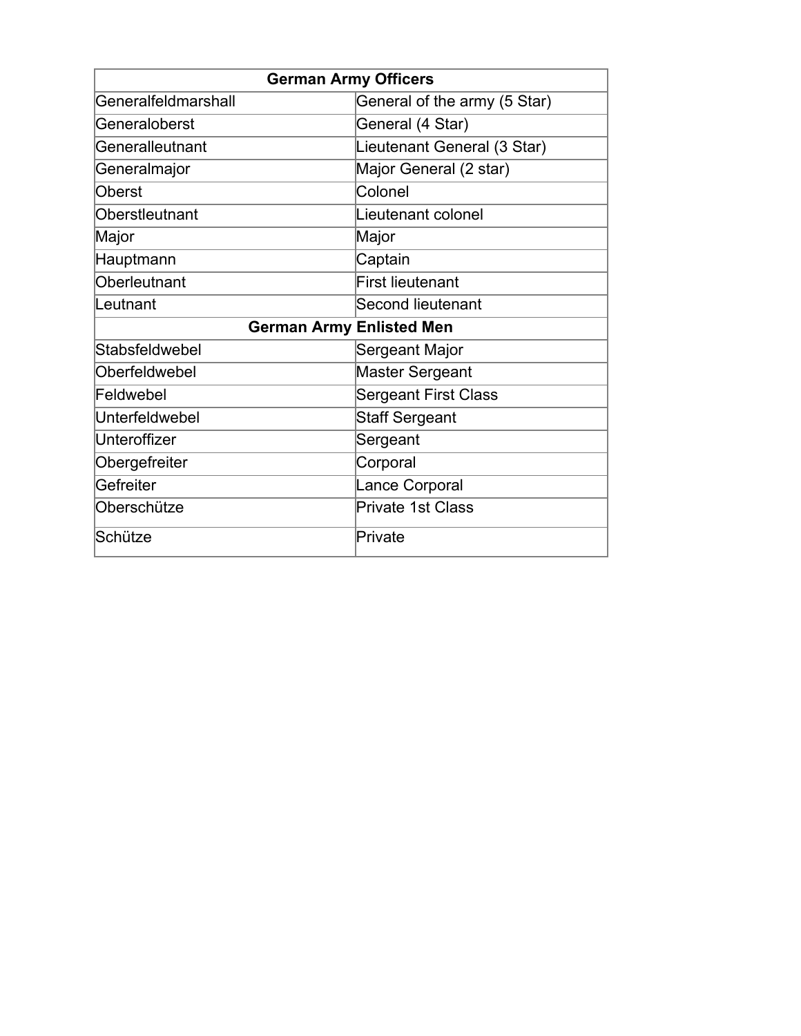| German Army Officers | |
|---|---|
| Generalfeldmarshall | General of the army (5 Star) |
| Generaloberst | General (4 Star) |
| Generalleutnant | Lieutenant General (3 Star) |
| Generalmajor | Major General (2 star) |
| Oberst | Colonel |
| Oberstleutnant | Lieutenant colonel |
| Major | Major |
| Hauptmann | Captain |
| Oberleutnant | First lieutenant |
| Leutnant | Second lieutenant |
| **German Army Enlisted Men** | |
| Stabsfeldwebel | Sergeant Major |
| Oberfeldwebel | Master Sergeant |
| Feldwebel | Sergeant First Class |
| Unterfeldwebel | Staff Sergeant |
| Unteroffizer | Sergeant |
| Obergefreiter | Corporal |
| Gefreiter | Lance Corporal |
| Oberschütze | Private 1st Class |
| Schütze | Private |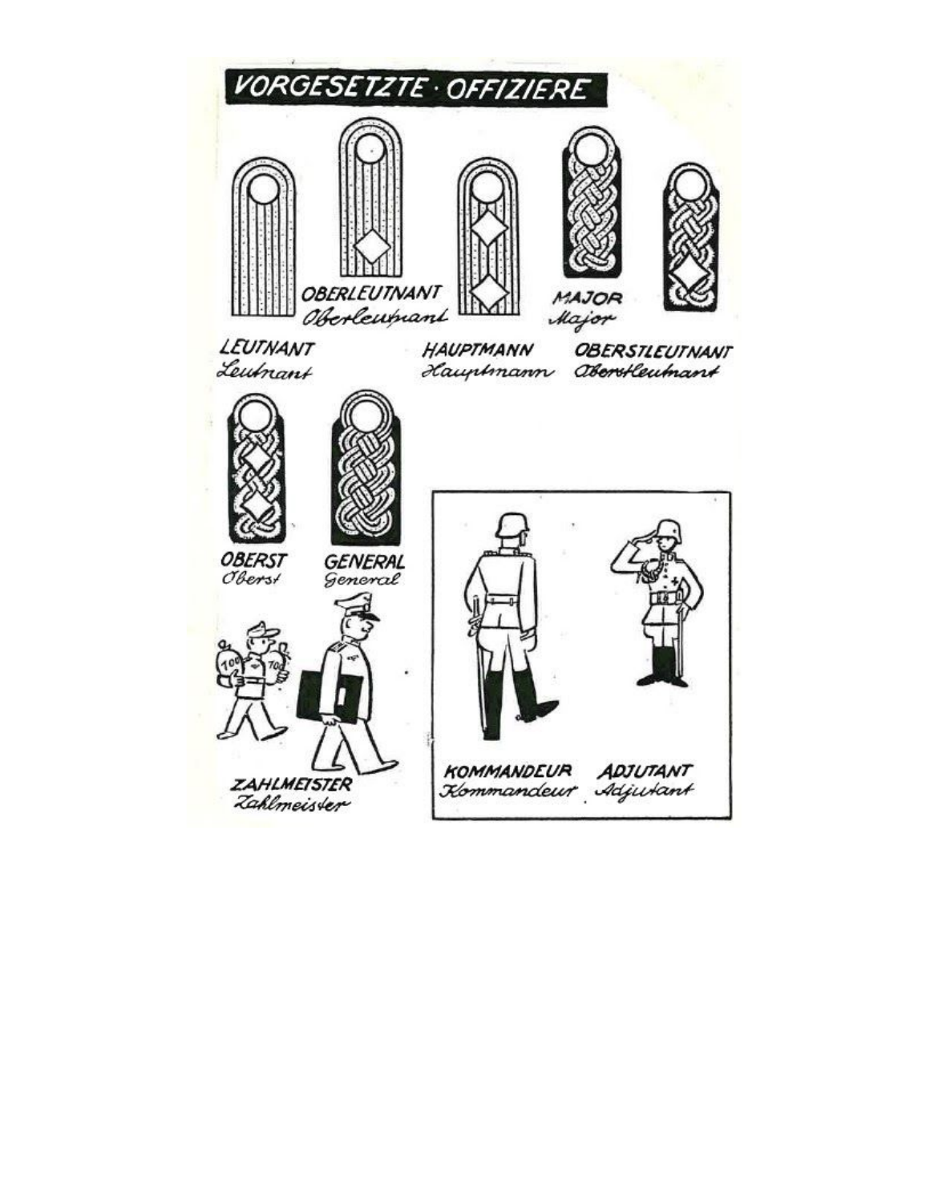# VORGESETZTE · OFFIZIERE

**OBERLEUTNANT**
*Oberleutnant*

**MAJOR**
*Major*

**LEUTNANT**
*Leutnant*

**HAUPTMANN**
*Hauptmann*

**OBERSTLEUTNANT**
*Oberstleutnant*

**OBERST**
*Oberst*

**GENERAL**
*General*

**ZAHLMEISTER**
*Zahlmeister*

**KOMMANDEUR**
*Kommandeur*

**ADJUTANT**
*Adjutant*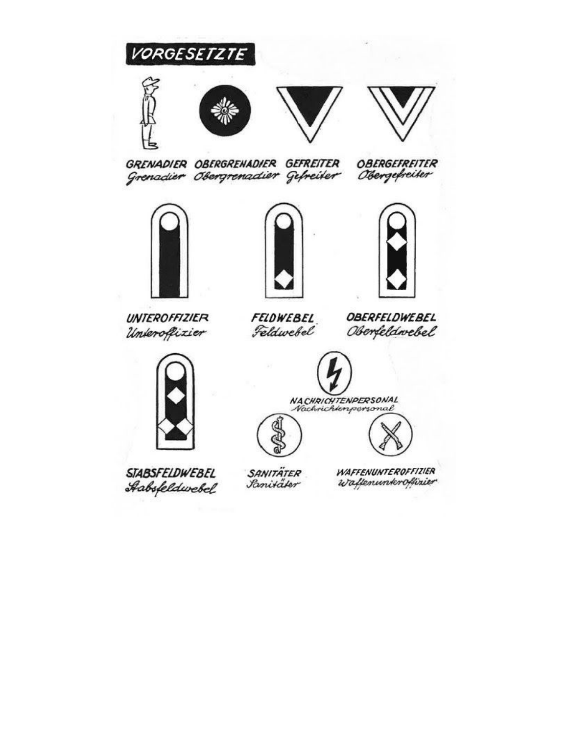# VORGESETZTE

GRENADIER *Grenadier*

OBERGRENADIER *Obergrenadier*

GEFREITER *Gefreiter*

OBERGEFREITER *Obergefreiter*

UNTEROFFIZIER *Unteroffizier*

FELDWEBEL *Feldwebel*

OBERFELDWEBEL *Oberfeldwebel*

STABSFELDWEBEL *Stabsfeldwebel*

NACHRICHTENPERSONAL *Nachrichtenpersonal*

SANITÄTER *Sanitäter*

WAFFENUNTEROFFIZIER *Waffenunteroffizier*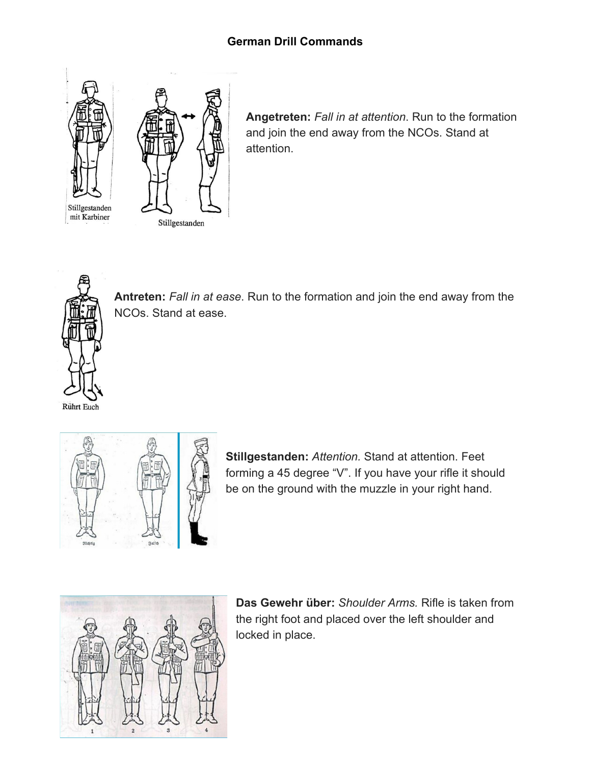# German Drill Commands

Stillgestanden mit Karbiner

Stillgestanden

**Angetreten:** *Fall in at attention*. Run to the formation and join the end away from the NCOs. Stand at attention.

Rührt Euch

**Antreten:** *Fall in at ease*. Run to the formation and join the end away from the NCOs. Stand at ease.

**Stillgestanden:** *Attention.* Stand at attention. Feet forming a 45 degree "V". If you have your rifle it should be on the ground with the muzzle in your right hand.

**Das Gewehr über:** *Shoulder Arms.* Rifle is taken from the right foot and placed over the left shoulder and locked in place.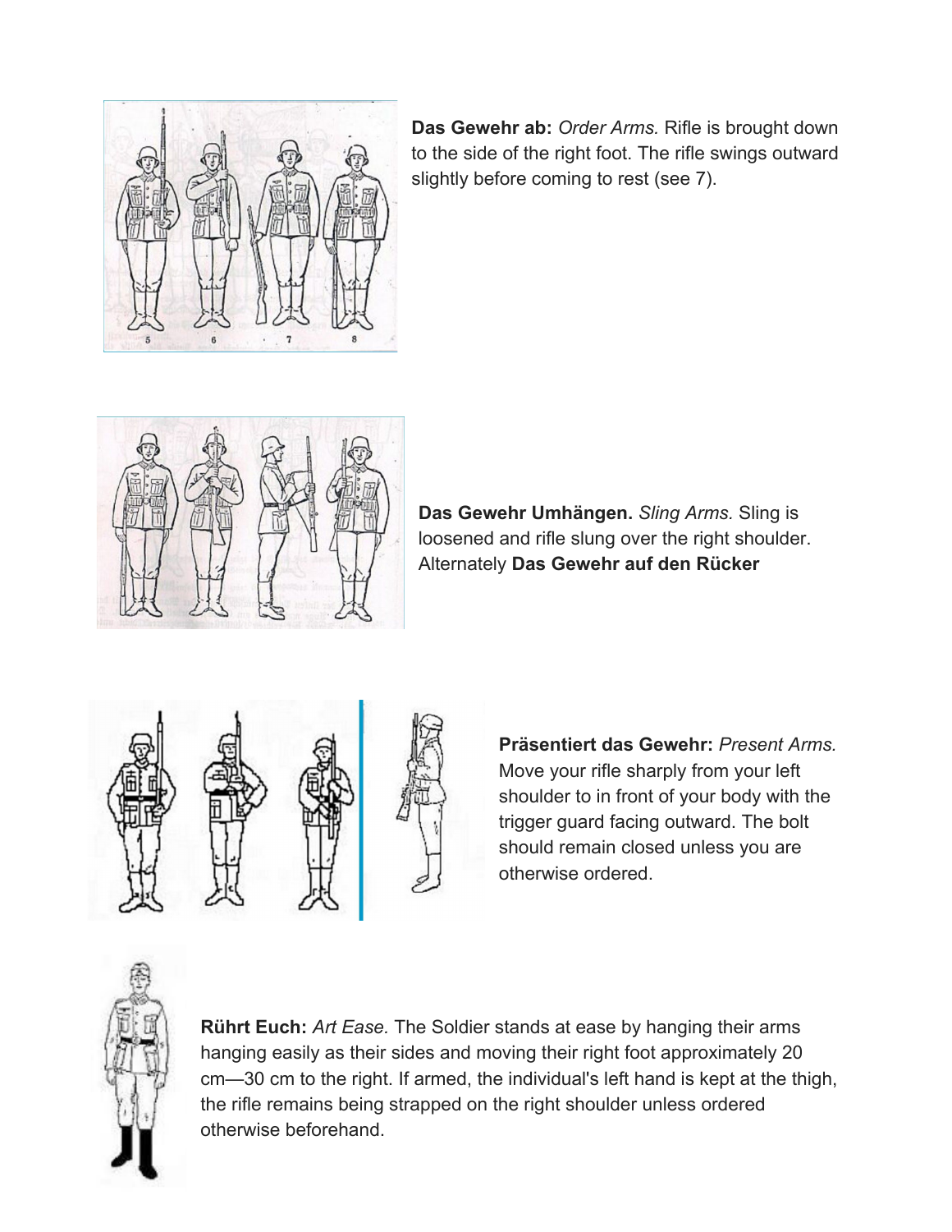**Das Gewehr ab:** *Order Arms.* Rifle is brought down to the side of the right foot. The rifle swings outward slightly before coming to rest (see 7).

**Das Gewehr Umhängen.** *Sling Arms.* Sling is loosened and rifle slung over the right shoulder. Alternately **Das Gewehr auf den Rücker**

**Präsentiert das Gewehr:** *Present Arms.* Move your rifle sharply from your left shoulder to in front of your body with the trigger guard facing outward. The bolt should remain closed unless you are otherwise ordered.

**Rührt Euch:** *Art Ease.* The Soldier stands at ease by hanging their arms hanging easily as their sides and moving their right foot approximately 20 cm—30 cm to the right. If armed, the individual's left hand is kept at the thigh, the rifle remains being strapped on the right shoulder unless ordered otherwise beforehand.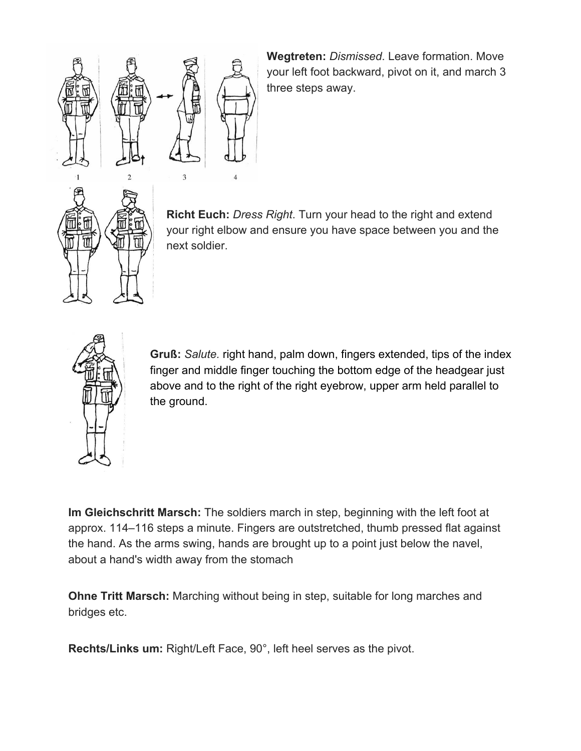**Wegtreten:** *Dismissed*. Leave formation. Move your left foot backward, pivot on it, and march 3 three steps away.

**Richt Euch:** *Dress Right*. Turn your head to the right and extend your right elbow and ensure you have space between you and the next soldier.

**Gruß:** *Salute.* right hand, palm down, fingers extended, tips of the index finger and middle finger touching the bottom edge of the headgear just above and to the right of the right eyebrow, upper arm held parallel to the ground.

**Im Gleichschritt Marsch:** The soldiers march in step, beginning with the left foot at approx. 114–116 steps a minute. Fingers are outstretched, thumb pressed flat against the hand. As the arms swing, hands are brought up to a point just below the navel, about a hand's width away from the stomach

**Ohne Tritt Marsch:** Marching without being in step, suitable for long marches and bridges etc.

**Rechts/Links um:** Right/Left Face, 90°, left heel serves as the pivot.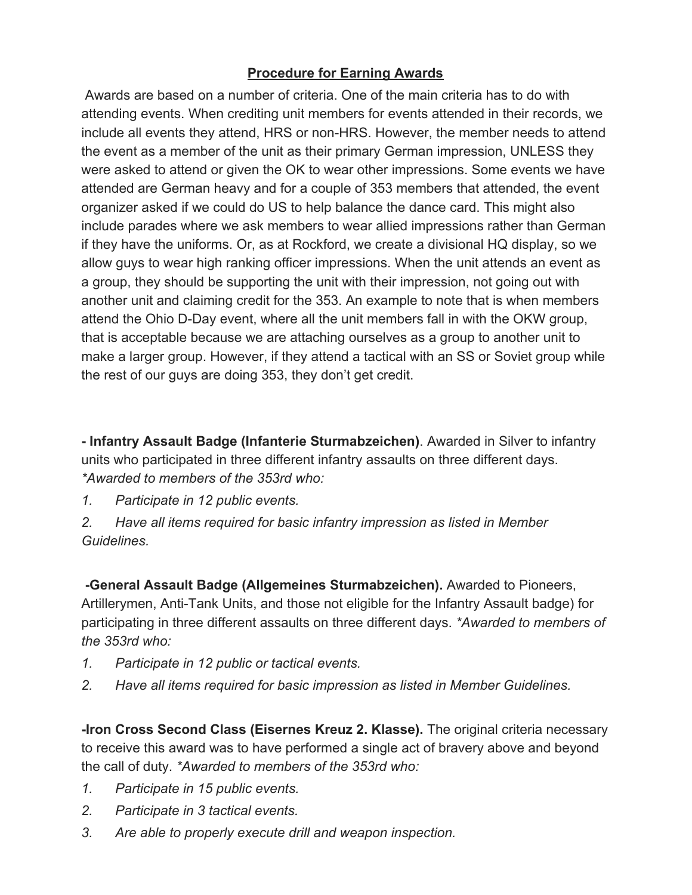## Procedure for Earning Awards

Awards are based on a number of criteria. One of the main criteria has to do with attending events. When crediting unit members for events attended in their records, we include all events they attend, HRS or non-HRS. However, the member needs to attend the event as a member of the unit as their primary German impression, UNLESS they were asked to attend or given the OK to wear other impressions. Some events we have attended are German heavy and for a couple of 353 members that attended, the event organizer asked if we could do US to help balance the dance card. This might also include parades where we ask members to wear allied impressions rather than German if they have the uniforms. Or, as at Rockford, we create a divisional HQ display, so we allow guys to wear high ranking officer impressions. When the unit attends an event as a group, they should be supporting the unit with their impression, not going out with another unit and claiming credit for the 353. An example to note that is when members attend the Ohio D-Day event, where all the unit members fall in with the OKW group, that is acceptable because we are attaching ourselves as a group to another unit to make a larger group. However, if they attend a tactical with an SS or Soviet group while the rest of our guys are doing 353, they don't get credit.

**- Infantry Assault Badge (Infanterie Sturmabzeichen)**. Awarded in Silver to infantry units who participated in three different infantry assaults on three different days. *\*Awarded to members of the 353rd who:*

1. *Participate in 12 public events.*
2. *Have all items required for basic infantry impression as listed in Member Guidelines.*

**-General Assault Badge (Allgemeines Sturmabzeichen).** Awarded to Pioneers, Artillerymen, Anti-Tank Units, and those not eligible for the Infantry Assault badge) for participating in three different assaults on three different days. *\*Awarded to members of the 353rd who:*

1. *Participate in 12 public or tactical events.*
2. *Have all items required for basic impression as listed in Member Guidelines.*

**-Iron Cross Second Class (Eisernes Kreuz 2. Klasse).** The original criteria necessary to receive this award was to have performed a single act of bravery above and beyond the call of duty. *\*Awarded to members of the 353rd who:*

1. *Participate in 15 public events.*
2. *Participate in 3 tactical events.*
3. *Are able to properly execute drill and weapon inspection.*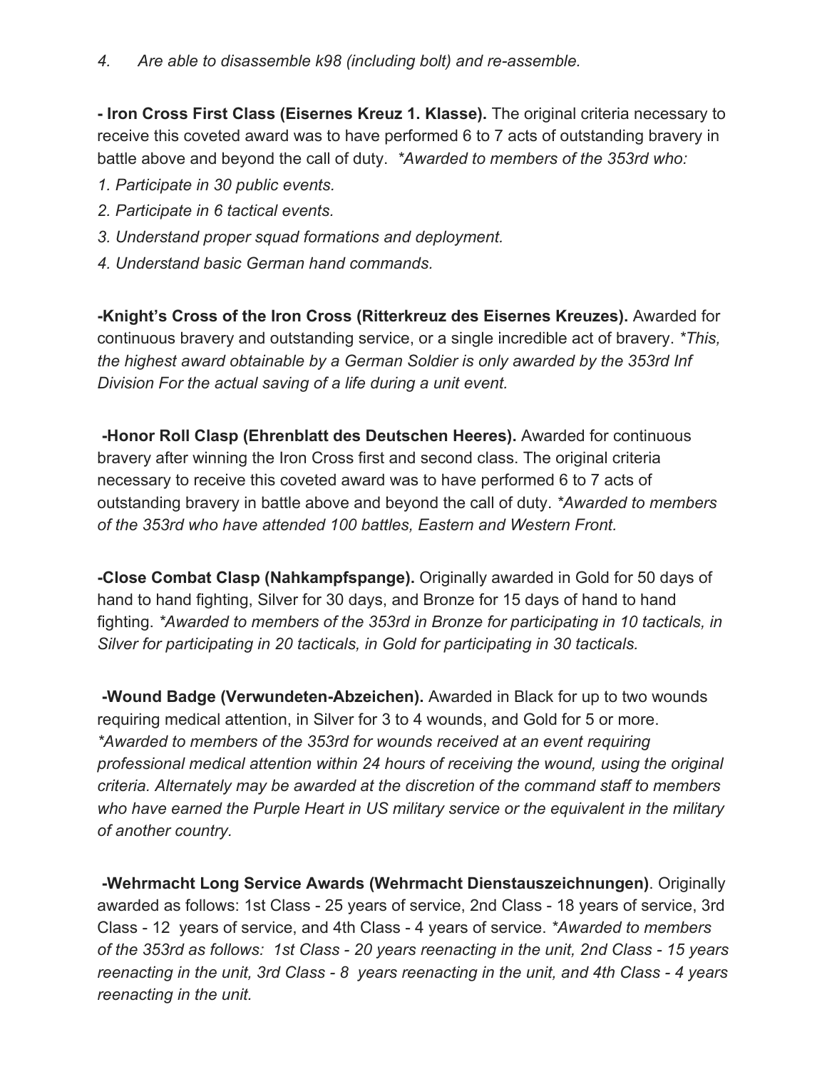*4. Are able to disassemble k98 (including bolt) and re-assemble.*

**- Iron Cross First Class (Eisernes Kreuz 1. Klasse).** The original criteria necessary to receive this coveted award was to have performed 6 to 7 acts of outstanding bravery in battle above and beyond the call of duty. **Awarded to members of the 353rd who:*

*1. Participate in 30 public events.*

*2. Participate in 6 tactical events.*

*3. Understand proper squad formations and deployment.*

*4. Understand basic German hand commands.*

**-Knight's Cross of the Iron Cross (Ritterkreuz des Eisernes Kreuzes).** Awarded for continuous bravery and outstanding service, or a single incredible act of bravery. **This, the highest award obtainable by a German Soldier is only awarded by the 353rd Inf Division For the actual saving of a life during a unit event.*

**-Honor Roll Clasp (Ehrenblatt des Deutschen Heeres).** Awarded for continuous bravery after winning the Iron Cross first and second class. The original criteria necessary to receive this coveted award was to have performed 6 to 7 acts of outstanding bravery in battle above and beyond the call of duty. **Awarded to members of the 353rd who have attended 100 battles, Eastern and Western Front.*

**-Close Combat Clasp (Nahkampfspange).** Originally awarded in Gold for 50 days of hand to hand fighting, Silver for 30 days, and Bronze for 15 days of hand to hand fighting. **Awarded to members of the 353rd in Bronze for participating in 10 tacticals, in Silver for participating in 20 tacticals, in Gold for participating in 30 tacticals.*

**-Wound Badge (Verwundeten-Abzeichen).** Awarded in Black for up to two wounds requiring medical attention, in Silver for 3 to 4 wounds, and Gold for 5 or more. **Awarded to members of the 353rd for wounds received at an event requiring professional medical attention within 24 hours of receiving the wound, using the original criteria. Alternately may be awarded at the discretion of the command staff to members who have earned the Purple Heart in US military service or the equivalent in the military of another country.*

**-Wehrmacht Long Service Awards (Wehrmacht Dienstauszeichnungen)**. Originally awarded as follows: 1st Class - 25 years of service, 2nd Class - 18 years of service, 3rd Class - 12 years of service, and 4th Class - 4 years of service. **Awarded to members of the 353rd as follows: 1st Class - 20 years reenacting in the unit, 2nd Class - 15 years reenacting in the unit, 3rd Class - 8 years reenacting in the unit, and 4th Class - 4 years reenacting in the unit.*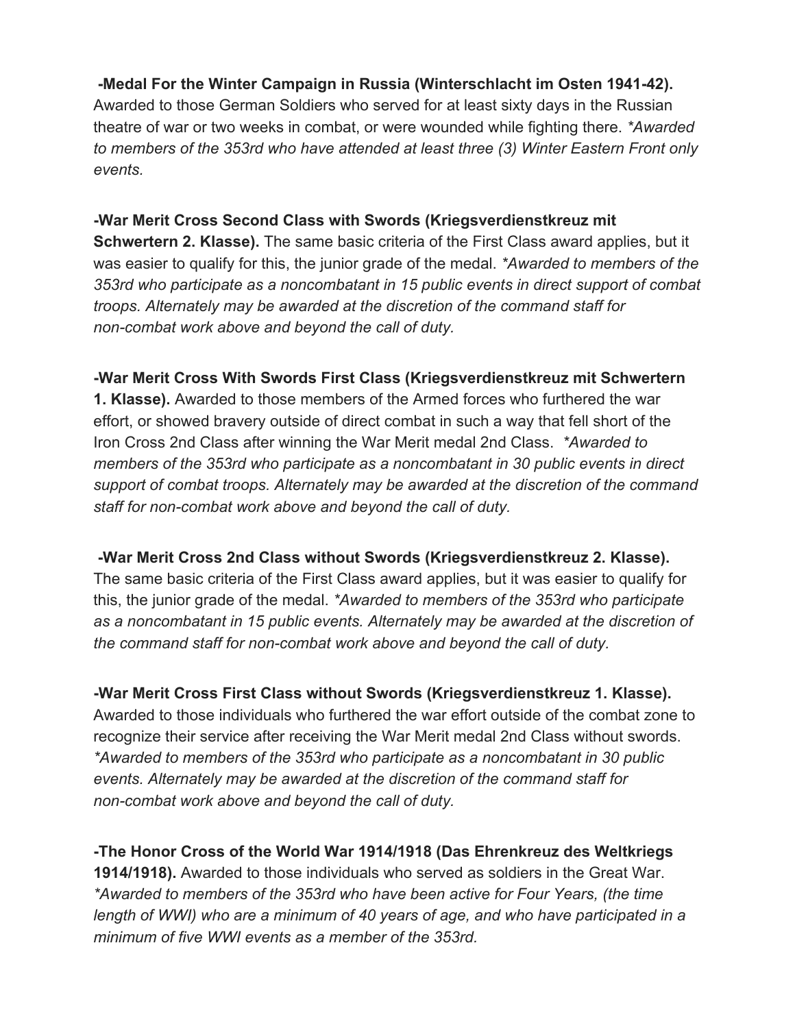**-Medal For the Winter Campaign in Russia (Winterschlacht im Osten 1941-42).** Awarded to those German Soldiers who served for at least sixty days in the Russian theatre of war or two weeks in combat, or were wounded while fighting there. *\*Awarded to members of the 353rd who have attended at least three (3) Winter Eastern Front only events.*

**-War Merit Cross Second Class with Swords (Kriegsverdienstkreuz mit Schwertern 2. Klasse).** The same basic criteria of the First Class award applies, but it was easier to qualify for this, the junior grade of the medal. *\*Awarded to members of the 353rd who participate as a noncombatant in 15 public events in direct support of combat troops. Alternately may be awarded at the discretion of the command staff for non-combat work above and beyond the call of duty.*

**-War Merit Cross With Swords First Class (Kriegsverdienstkreuz mit Schwertern 1. Klasse).** Awarded to those members of the Armed forces who furthered the war effort, or showed bravery outside of direct combat in such a way that fell short of the Iron Cross 2nd Class after winning the War Merit medal 2nd Class. *\*Awarded to members of the 353rd who participate as a noncombatant in 30 public events in direct support of combat troops. Alternately may be awarded at the discretion of the command staff for non-combat work above and beyond the call of duty.*

**-War Merit Cross 2nd Class without Swords (Kriegsverdienstkreuz 2. Klasse).** The same basic criteria of the First Class award applies, but it was easier to qualify for this, the junior grade of the medal. *\*Awarded to members of the 353rd who participate as a noncombatant in 15 public events. Alternately may be awarded at the discretion of the command staff for non-combat work above and beyond the call of duty.*

**-War Merit Cross First Class without Swords (Kriegsverdienstkreuz 1. Klasse).** Awarded to those individuals who furthered the war effort outside of the combat zone to recognize their service after receiving the War Merit medal 2nd Class without swords. *\*Awarded to members of the 353rd who participate as a noncombatant in 30 public events. Alternately may be awarded at the discretion of the command staff for non-combat work above and beyond the call of duty.*

**-The Honor Cross of the World War 1914/1918 (Das Ehrenkreuz des Weltkriegs 1914/1918).** Awarded to those individuals who served as soldiers in the Great War. *\*Awarded to members of the 353rd who have been active for Four Years, (the time length of WWI) who are a minimum of 40 years of age, and who have participated in a minimum of five WWI events as a member of the 353rd.*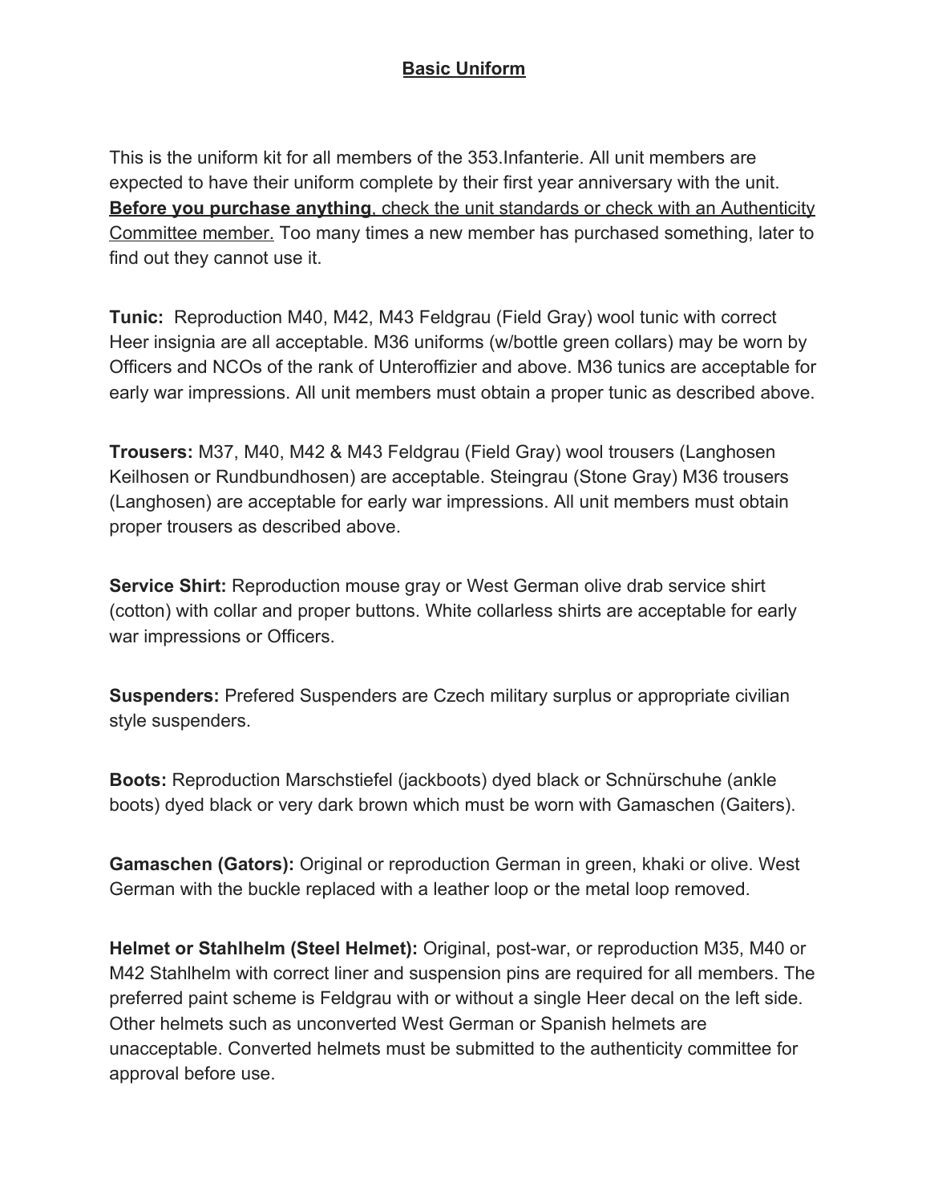# **<u>Basic Uniform</u>**

This is the uniform kit for all members of the 353.Infanterie. All unit members are expected to have their uniform complete by their first year anniversary with the unit. <u>**Before you purchase anything**, check the unit standards or check with an Authenticity Committee member.</u> Too many times a new member has purchased something, later to find out they cannot use it.

**Tunic:** Reproduction M40, M42, M43 Feldgrau (Field Gray) wool tunic with correct Heer insignia are all acceptable. M36 uniforms (w/bottle green collars) may be worn by Officers and NCOs of the rank of Unteroffizier and above. M36 tunics are acceptable for early war impressions. All unit members must obtain a proper tunic as described above.

**Trousers:** M37, M40, M42 & M43 Feldgrau (Field Gray) wool trousers (Langhosen Keilhosen or Rundbundhosen) are acceptable. Steingrau (Stone Gray) M36 trousers (Langhosen) are acceptable for early war impressions. All unit members must obtain proper trousers as described above.

**Service Shirt:** Reproduction mouse gray or West German olive drab service shirt (cotton) with collar and proper buttons. White collarless shirts are acceptable for early war impressions or Officers.

**Suspenders:** Prefered Suspenders are Czech military surplus or appropriate civilian style suspenders.

**Boots:** Reproduction Marschstiefel (jackboots) dyed black or Schnürschuhe (ankle boots) dyed black or very dark brown which must be worn with Gamaschen (Gaiters).

**Gamaschen (Gators):** Original or reproduction German in green, khaki or olive. West German with the buckle replaced with a leather loop or the metal loop removed.

**Helmet or Stahlhelm (Steel Helmet):** Original, post-war, or reproduction M35, M40 or M42 Stahlhelm with correct liner and suspension pins are required for all members. The preferred paint scheme is Feldgrau with or without a single Heer decal on the left side. Other helmets such as unconverted West German or Spanish helmets are unacceptable. Converted helmets must be submitted to the authenticity committee for approval before use.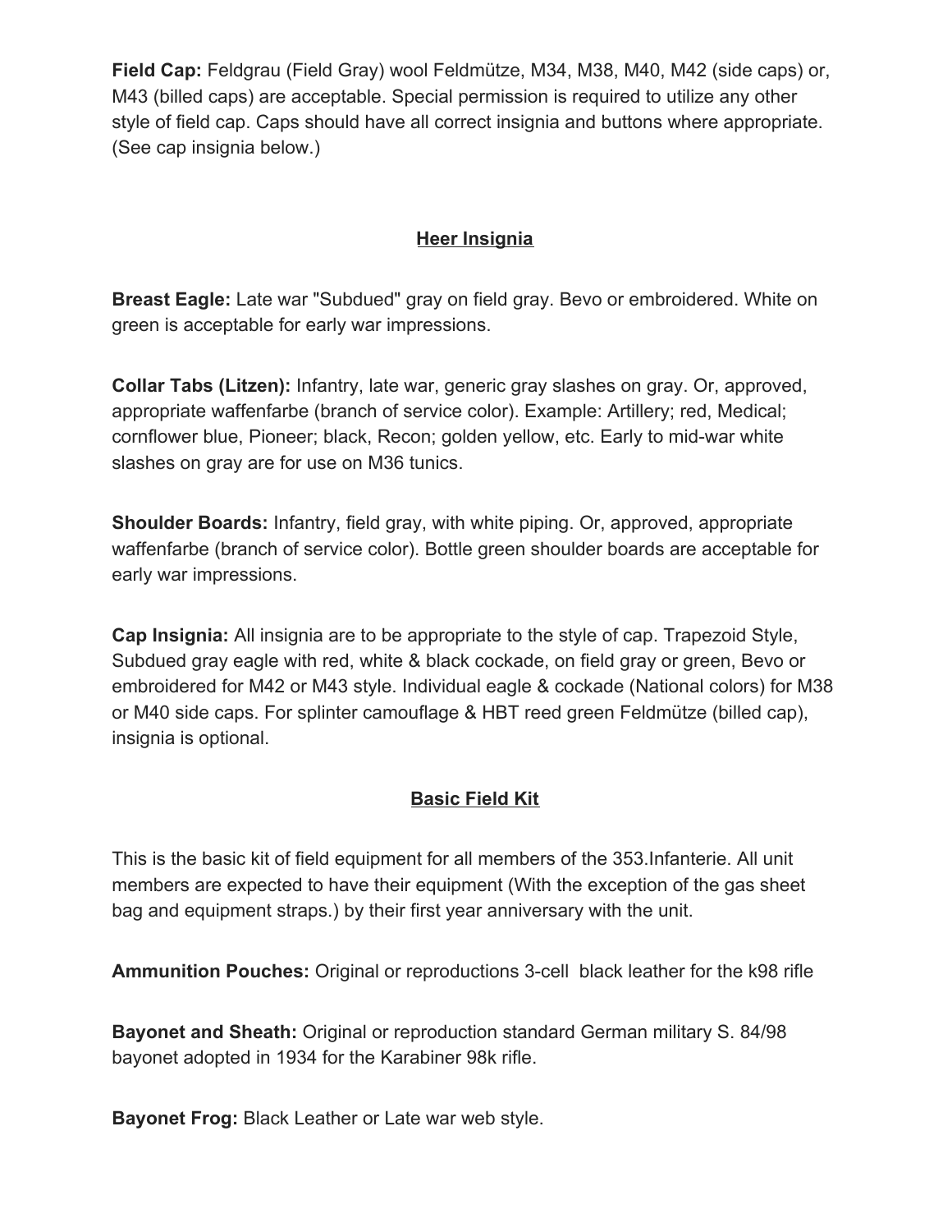**Field Cap:** Feldgrau (Field Gray) wool Feldmütze, M34, M38, M40, M42 (side caps) or, M43 (billed caps) are acceptable. Special permission is required to utilize any other style of field cap. Caps should have all correct insignia and buttons where appropriate. (See cap insignia below.)

## Heer Insignia

**Breast Eagle:** Late war "Subdued" gray on field gray. Bevo or embroidered. White on green is acceptable for early war impressions.

**Collar Tabs (Litzen):** Infantry, late war, generic gray slashes on gray. Or, approved, appropriate waffenfarbe (branch of service color). Example: Artillery; red, Medical; cornflower blue, Pioneer; black, Recon; golden yellow, etc. Early to mid-war white slashes on gray are for use on M36 tunics.

**Shoulder Boards:** Infantry, field gray, with white piping. Or, approved, appropriate waffenfarbe (branch of service color). Bottle green shoulder boards are acceptable for early war impressions.

**Cap Insignia:** All insignia are to be appropriate to the style of cap. Trapezoid Style, Subdued gray eagle with red, white & black cockade, on field gray or green, Bevo or embroidered for M42 or M43 style. Individual eagle & cockade (National colors) for M38 or M40 side caps. For splinter camouflage & HBT reed green Feldmütze (billed cap), insignia is optional.

## Basic Field Kit

This is the basic kit of field equipment for all members of the 353.Infanterie. All unit members are expected to have their equipment (With the exception of the gas sheet bag and equipment straps.) by their first year anniversary with the unit.

**Ammunition Pouches:** Original or reproductions 3-cell black leather for the k98 rifle

**Bayonet and Sheath:** Original or reproduction standard German military S. 84/98 bayonet adopted in 1934 for the Karabiner 98k rifle.

**Bayonet Frog:** Black Leather or Late war web style.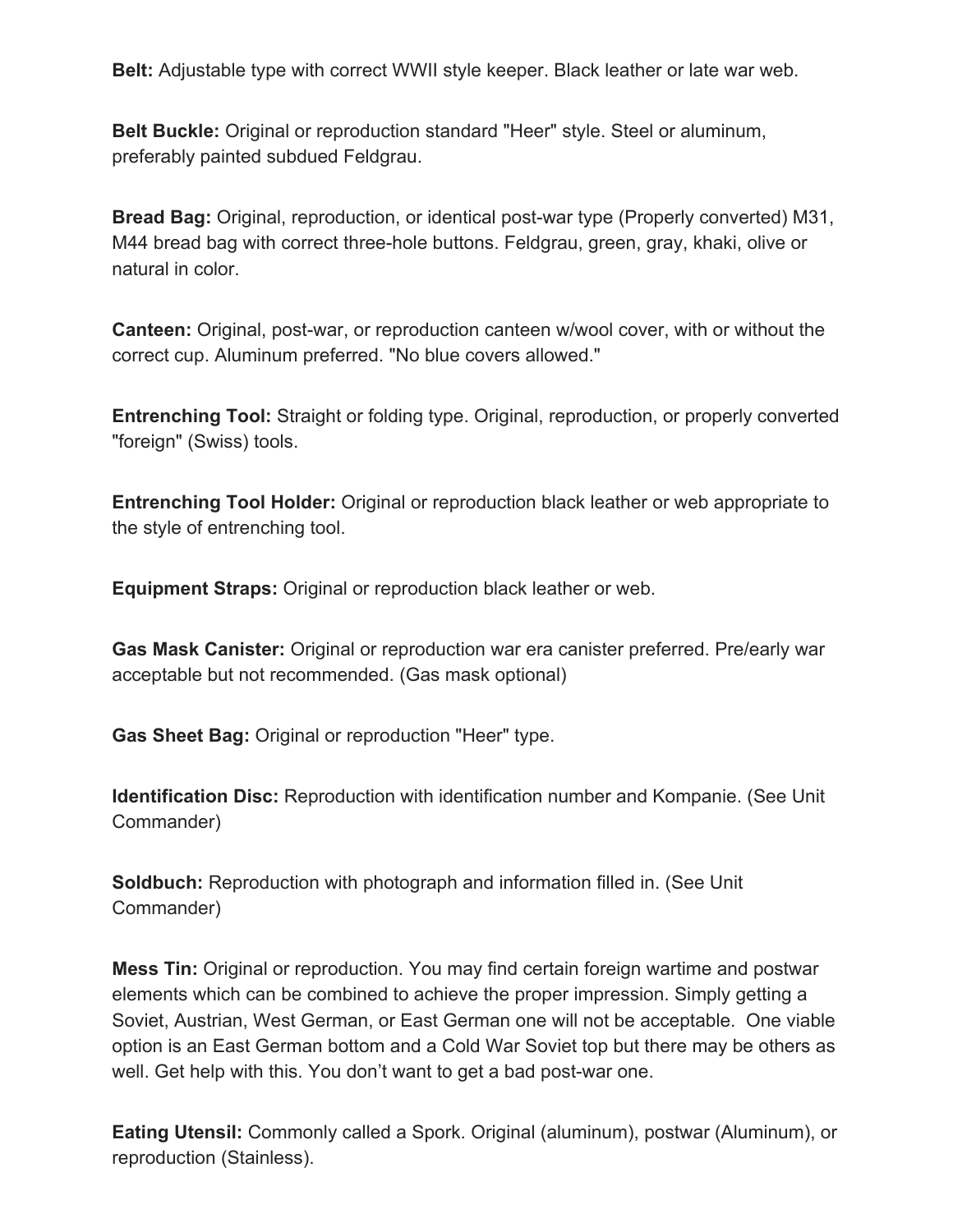**Belt:** Adjustable type with correct WWII style keeper. Black leather or late war web.

**Belt Buckle:** Original or reproduction standard "Heer" style. Steel or aluminum, preferably painted subdued Feldgrau.

**Bread Bag:** Original, reproduction, or identical post-war type (Properly converted) M31, M44 bread bag with correct three-hole buttons. Feldgrau, green, gray, khaki, olive or natural in color.

**Canteen:** Original, post-war, or reproduction canteen w/wool cover, with or without the correct cup. Aluminum preferred. "No blue covers allowed."

**Entrenching Tool:** Straight or folding type. Original, reproduction, or properly converted "foreign" (Swiss) tools.

**Entrenching Tool Holder:** Original or reproduction black leather or web appropriate to the style of entrenching tool.

**Equipment Straps:** Original or reproduction black leather or web.

**Gas Mask Canister:** Original or reproduction war era canister preferred. Pre/early war acceptable but not recommended. (Gas mask optional)

**Gas Sheet Bag:** Original or reproduction "Heer" type.

**Identification Disc:** Reproduction with identification number and Kompanie. (See Unit Commander)

**Soldbuch:** Reproduction with photograph and information filled in. (See Unit Commander)

**Mess Tin:** Original or reproduction. You may find certain foreign wartime and postwar elements which can be combined to achieve the proper impression. Simply getting a Soviet, Austrian, West German, or East German one will not be acceptable. One viable option is an East German bottom and a Cold War Soviet top but there may be others as well. Get help with this. You don't want to get a bad post-war one.

**Eating Utensil:** Commonly called a Spork. Original (aluminum), postwar (Aluminum), or reproduction (Stainless).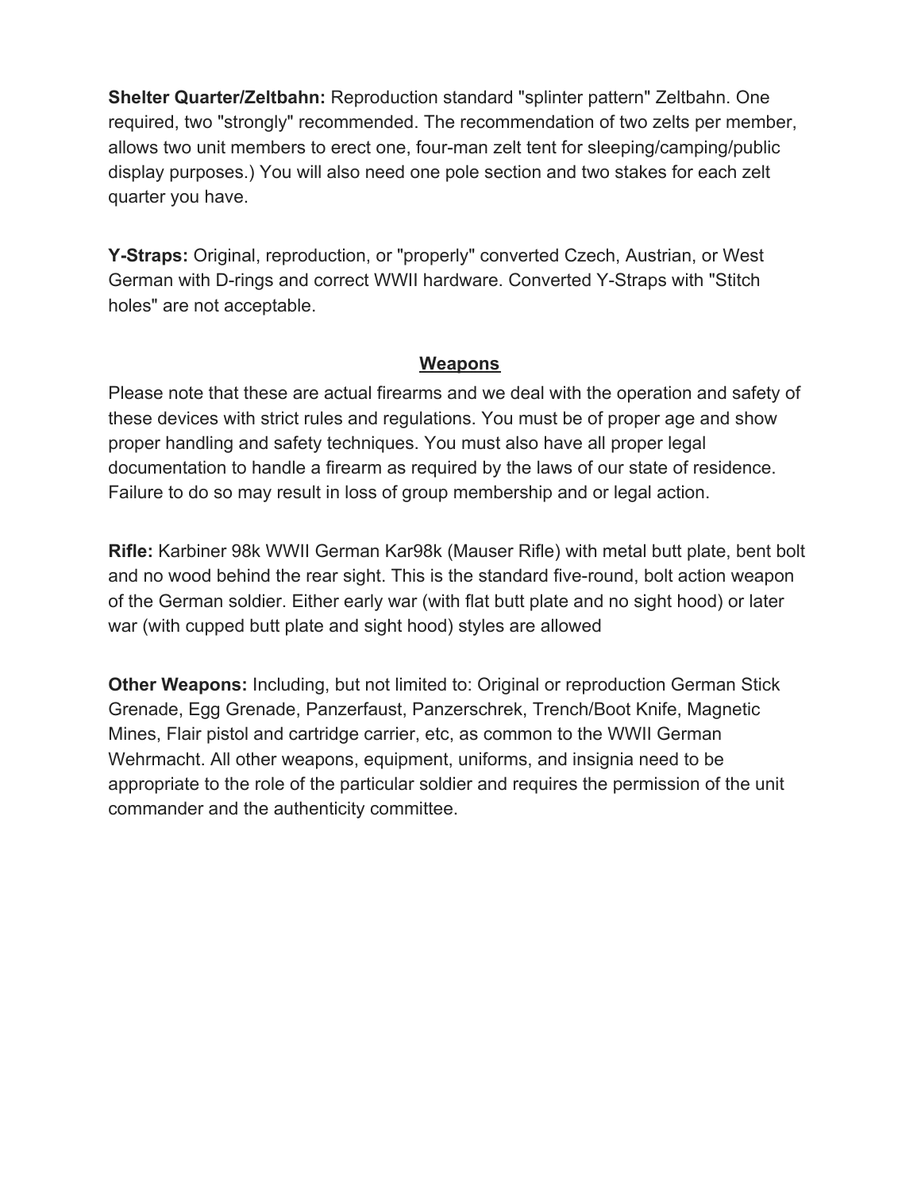**Shelter Quarter/Zeltbahn:** Reproduction standard "splinter pattern" Zeltbahn. One required, two "strongly" recommended. The recommendation of two zelts per member, allows two unit members to erect one, four-man zelt tent for sleeping/camping/public display purposes.) You will also need one pole section and two stakes for each zelt quarter you have.

**Y-Straps:** Original, reproduction, or "properly" converted Czech, Austrian, or West German with D-rings and correct WWII hardware. Converted Y-Straps with "Stitch holes" are not acceptable.

## Weapons

Please note that these are actual firearms and we deal with the operation and safety of these devices with strict rules and regulations. You must be of proper age and show proper handling and safety techniques. You must also have all proper legal documentation to handle a firearm as required by the laws of our state of residence. Failure to do so may result in loss of group membership and or legal action.

**Rifle:** Karbiner 98k WWII German Kar98k (Mauser Rifle) with metal butt plate, bent bolt and no wood behind the rear sight. This is the standard five-round, bolt action weapon of the German soldier. Either early war (with flat butt plate and no sight hood) or later war (with cupped butt plate and sight hood) styles are allowed

**Other Weapons:** Including, but not limited to: Original or reproduction German Stick Grenade, Egg Grenade, Panzerfaust, Panzerschrek, Trench/Boot Knife, Magnetic Mines, Flair pistol and cartridge carrier, etc, as common to the WWII German Wehrmacht. All other weapons, equipment, uniforms, and insignia need to be appropriate to the role of the particular soldier and requires the permission of the unit commander and the authenticity committee.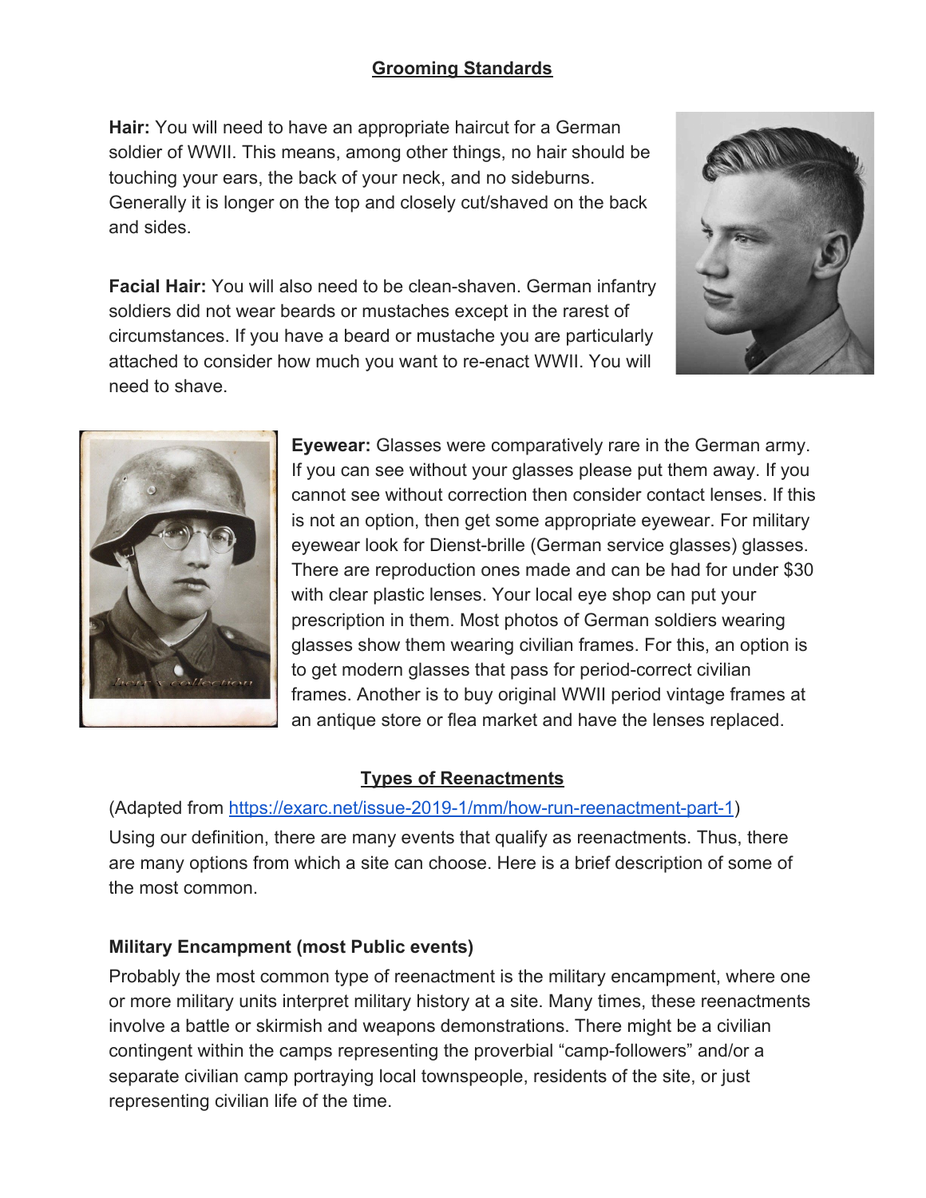## Grooming Standards

**Hair:** You will need to have an appropriate haircut for a German soldier of WWII. This means, among other things, no hair should be touching your ears, the back of your neck, and no sideburns. Generally it is longer on the top and closely cut/shaved on the back and sides.

**Facial Hair:** You will also need to be clean-shaven. German infantry soldiers did not wear beards or mustaches except in the rarest of circumstances. If you have a beard or mustache you are particularly attached to consider how much you want to re-enact WWII. You will need to shave.

**Eyewear:** Glasses were comparatively rare in the German army. If you can see without your glasses please put them away. If you cannot see without correction then consider contact lenses. If this is not an option, then get some appropriate eyewear. For military eyewear look for Dienst-brille (German service glasses) glasses. There are reproduction ones made and can be had for under $30 with clear plastic lenses. Your local eye shop can put your prescription in them. Most photos of German soldiers wearing glasses show them wearing civilian frames. For this, an option is to get modern glasses that pass for period-correct civilian frames. Another is to buy original WWII period vintage frames at an antique store or flea market and have the lenses replaced.

## Types of Reenactments

(Adapted from https://exarc.net/issue-2019-1/mm/how-run-reenactment-part-1)

Using our definition, there are many events that qualify as reenactments. Thus, there are many options from which a site can choose. Here is a brief description of some of the most common.

### Military Encampment (most Public events)

Probably the most common type of reenactment is the military encampment, where one or more military units interpret military history at a site. Many times, these reenactments involve a battle or skirmish and weapons demonstrations. There might be a civilian contingent within the camps representing the proverbial "camp-followers" and/or a separate civilian camp portraying local townspeople, residents of the site, or just representing civilian life of the time.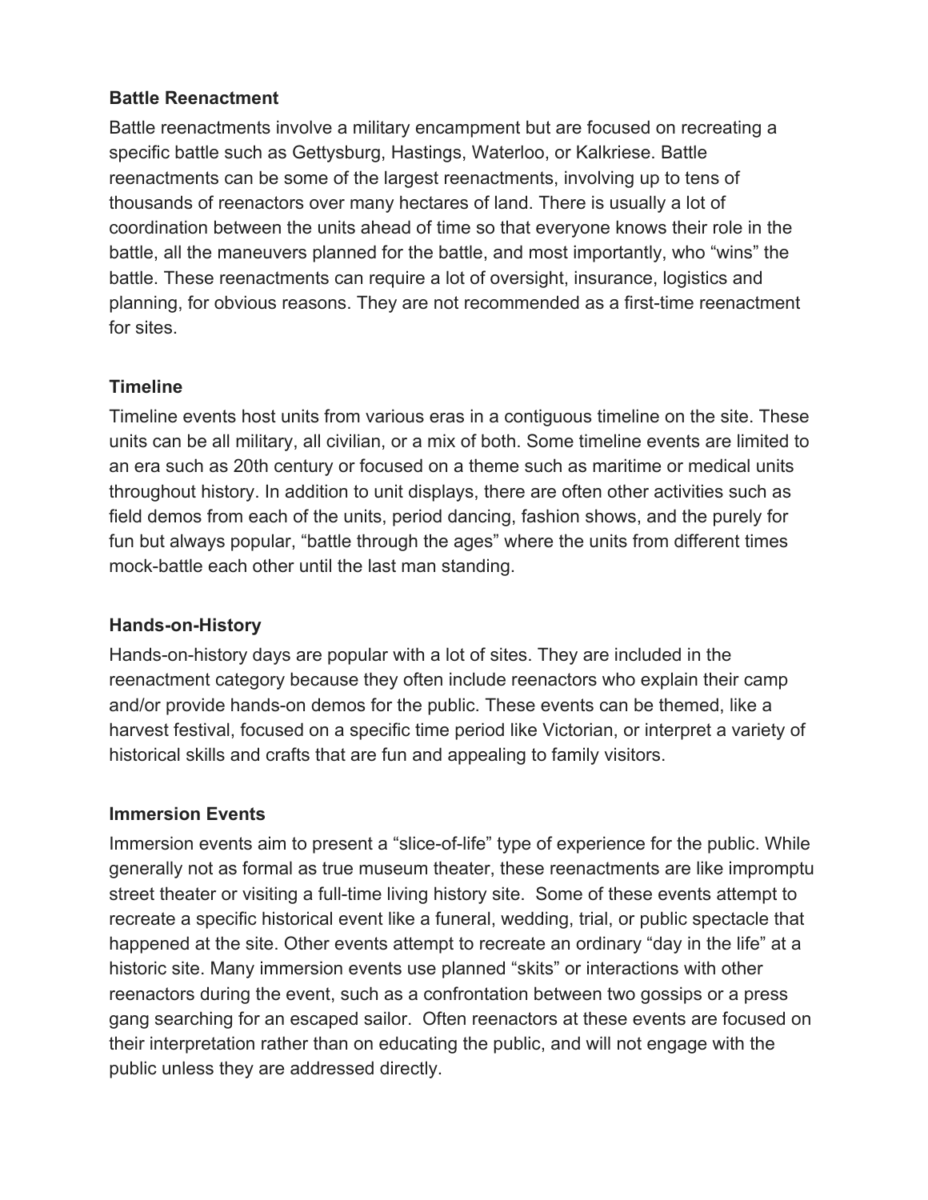**Battle Reenactment**

Battle reenactments involve a military encampment but are focused on recreating a specific battle such as Gettysburg, Hastings, Waterloo, or Kalkriese. Battle reenactments can be some of the largest reenactments, involving up to tens of thousands of reenactors over many hectares of land. There is usually a lot of coordination between the units ahead of time so that everyone knows their role in the battle, all the maneuvers planned for the battle, and most importantly, who “wins” the battle. These reenactments can require a lot of oversight, insurance, logistics and planning, for obvious reasons. They are not recommended as a first-time reenactment for sites.

**Timeline**

Timeline events host units from various eras in a contiguous timeline on the site. These units can be all military, all civilian, or a mix of both. Some timeline events are limited to an era such as 20th century or focused on a theme such as maritime or medical units throughout history. In addition to unit displays, there are often other activities such as field demos from each of the units, period dancing, fashion shows, and the purely for fun but always popular, “battle through the ages” where the units from different times mock-battle each other until the last man standing.

**Hands-on-History**

Hands-on-history days are popular with a lot of sites. They are included in the reenactment category because they often include reenactors who explain their camp and/or provide hands-on demos for the public. These events can be themed, like a harvest festival, focused on a specific time period like Victorian, or interpret a variety of historical skills and crafts that are fun and appealing to family visitors.

**Immersion Events**

Immersion events aim to present a “slice-of-life” type of experience for the public. While generally not as formal as true museum theater, these reenactments are like impromptu street theater or visiting a full-time living history site. Some of these events attempt to recreate a specific historical event like a funeral, wedding, trial, or public spectacle that happened at the site. Other events attempt to recreate an ordinary “day in the life” at a historic site. Many immersion events use planned “skits” or interactions with other reenactors during the event, such as a confrontation between two gossips or a press gang searching for an escaped sailor. Often reenactors at these events are focused on their interpretation rather than on educating the public, and will not engage with the public unless they are addressed directly.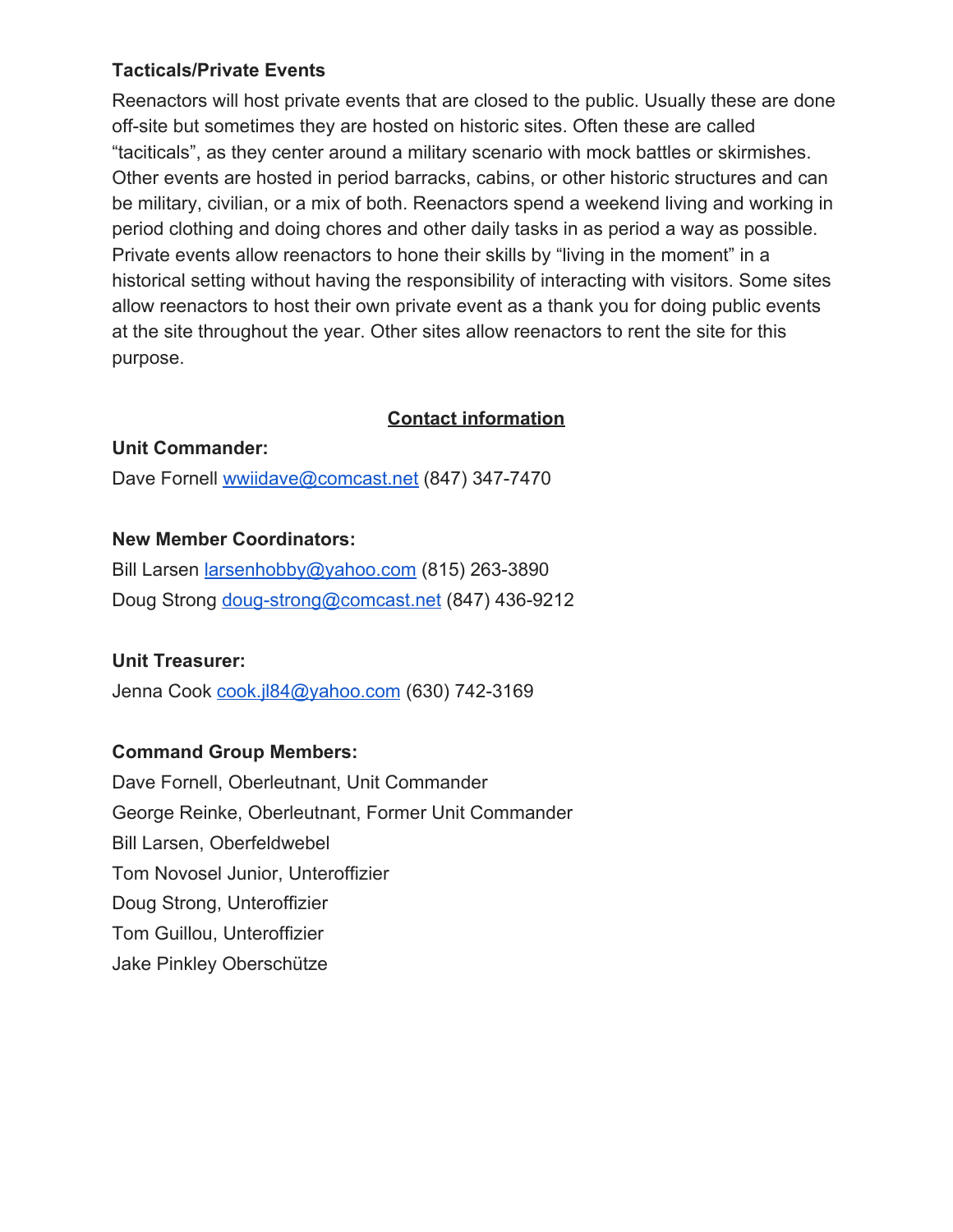**Tacticals/Private Events**

Reenactors will host private events that are closed to the public. Usually these are done off-site but sometimes they are hosted on historic sites. Often these are called "taciticals", as they center around a military scenario with mock battles or skirmishes. Other events are hosted in period barracks, cabins, or other historic structures and can be military, civilian, or a mix of both. Reenactors spend a weekend living and working in period clothing and doing chores and other daily tasks in as period a way as possible. Private events allow reenactors to hone their skills by "living in the moment" in a historical setting without having the responsibility of interacting with visitors. Some sites allow reenactors to host their own private event as a thank you for doing public events at the site throughout the year. Other sites allow reenactors to rent the site for this purpose.

## Contact information

**Unit Commander:**

Dave Fornell wwiidave@comcast.net (847) 347-7470

**New Member Coordinators:**

Bill Larsen larsenhobby@yahoo.com (815) 263-3890

Doug Strong doug-strong@comcast.net (847) 436-9212

**Unit Treasurer:**

Jenna Cook cook.jl84@yahoo.com (630) 742-3169

**Command Group Members:**

Dave Fornell, Oberleutnant, Unit Commander

George Reinke, Oberleutnant, Former Unit Commander

Bill Larsen, Oberfeldwebel

Tom Novosel Junior, Unteroffizier

Doug Strong, Unteroffizier

Tom Guillou, Unteroffizier

Jake Pinkley Oberschütze